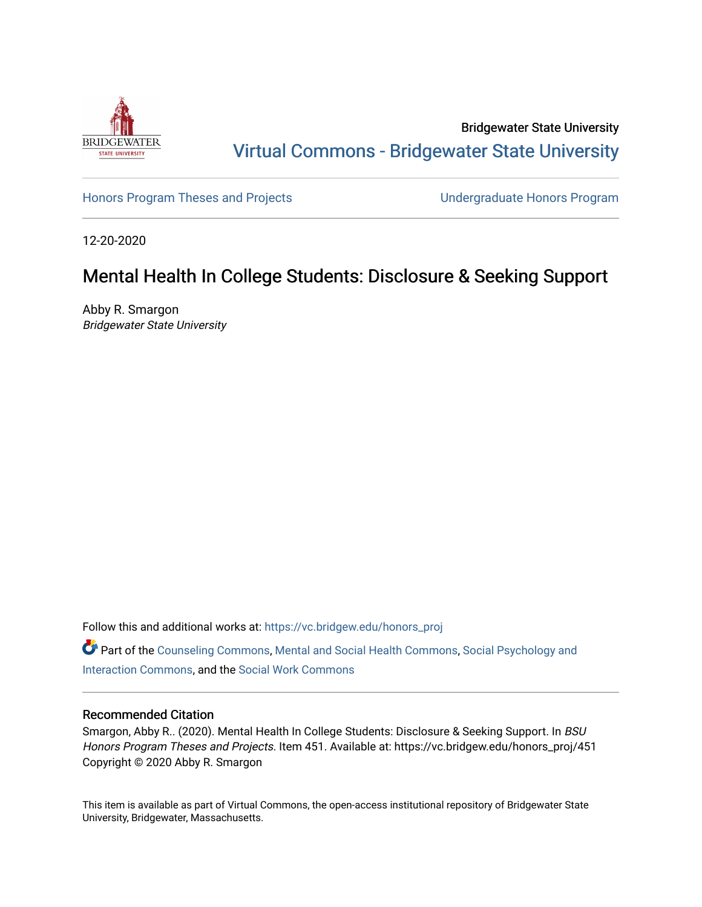Bridgewater State University

Virtual Commons - Bridgewater State University

Honors Program Theses and Projects

Undergraduate Honors Program

12-20-2020

# Mental Health In College Students: Disclosure & Seeking Support

Abby R. Smargon
*Bridgewater State University*

Follow this and additional works at: https://vc.bridgew.edu/honors_proj

Part of the Counseling Commons, Mental and Social Health Commons, Social Psychology and Interaction Commons, and the Social Work Commons

## Recommended Citation

Smargon, Abby R.. (2020). Mental Health In College Students: Disclosure & Seeking Support. In *BSU Honors Program Theses and Projects.* Item 451. Available at: https://vc.bridgew.edu/honors_proj/451
Copyright © 2020 Abby R. Smargon

This item is available as part of Virtual Commons, the open-access institutional repository of Bridgewater State University, Bridgewater, Massachusetts.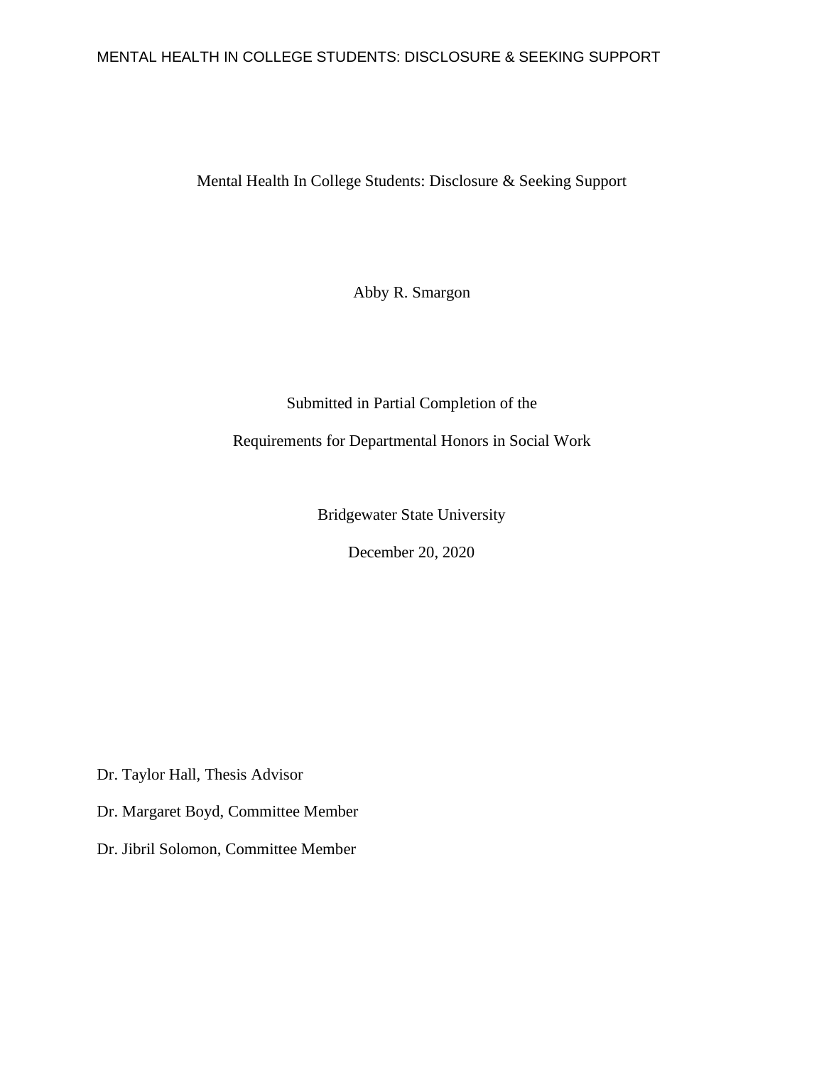Mental Health In College Students: Disclosure & Seeking Support

Abby R. Smargon

Submitted in Partial Completion of the

Requirements for Departmental Honors in Social Work

Bridgewater State University

December 20, 2020

Dr. Taylor Hall, Thesis Advisor

Dr. Margaret Boyd, Committee Member

Dr. Jibril Solomon, Committee Member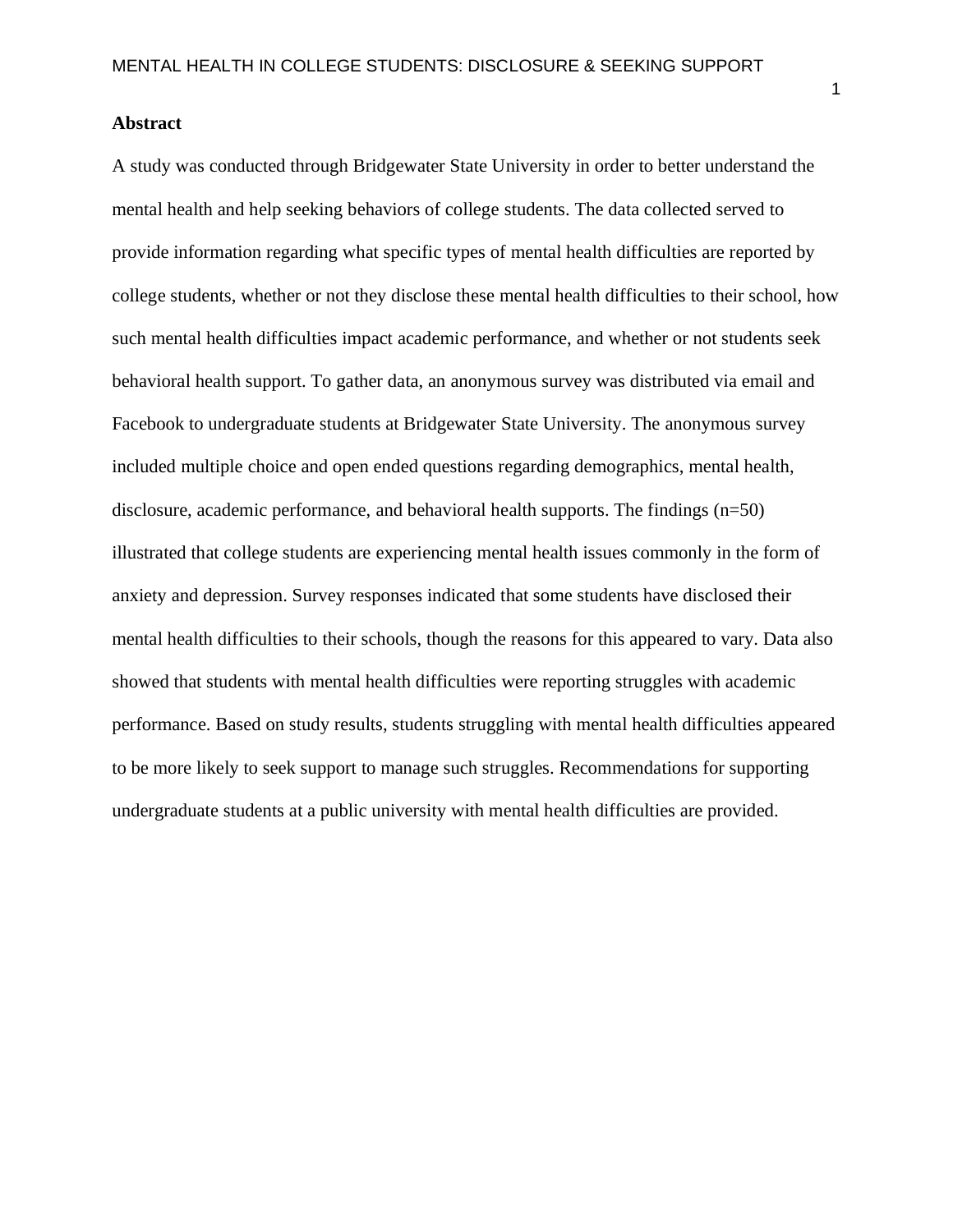**Abstract**

A study was conducted through Bridgewater State University in order to better understand the mental health and help seeking behaviors of college students. The data collected served to provide information regarding what specific types of mental health difficulties are reported by college students, whether or not they disclose these mental health difficulties to their school, how such mental health difficulties impact academic performance, and whether or not students seek behavioral health support. To gather data, an anonymous survey was distributed via email and Facebook to undergraduate students at Bridgewater State University. The anonymous survey included multiple choice and open ended questions regarding demographics, mental health, disclosure, academic performance, and behavioral health supports. The findings (n=50) illustrated that college students are experiencing mental health issues commonly in the form of anxiety and depression. Survey responses indicated that some students have disclosed their mental health difficulties to their schools, though the reasons for this appeared to vary. Data also showed that students with mental health difficulties were reporting struggles with academic performance. Based on study results, students struggling with mental health difficulties appeared to be more likely to seek support to manage such struggles. Recommendations for supporting undergraduate students at a public university with mental health difficulties are provided.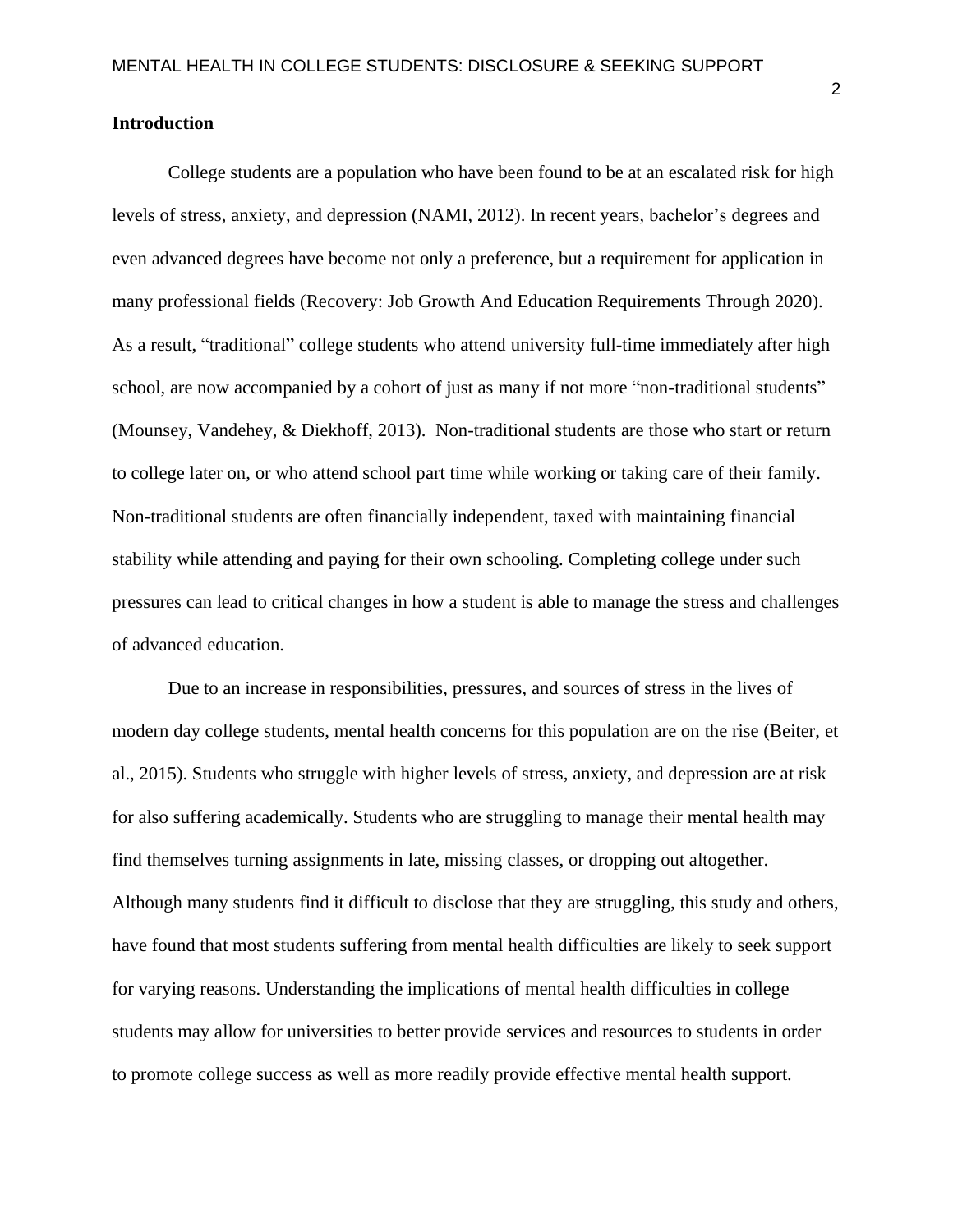## Introduction

College students are a population who have been found to be at an escalated risk for high levels of stress, anxiety, and depression (NAMI, 2012). In recent years, bachelor's degrees and even advanced degrees have become not only a preference, but a requirement for application in many professional fields (Recovery: Job Growth And Education Requirements Through 2020). As a result, "traditional" college students who attend university full-time immediately after high school, are now accompanied by a cohort of just as many if not more "non-traditional students" (Mounsey, Vandehey, & Diekhoff, 2013). Non-traditional students are those who start or return to college later on, or who attend school part time while working or taking care of their family. Non-traditional students are often financially independent, taxed with maintaining financial stability while attending and paying for their own schooling. Completing college under such pressures can lead to critical changes in how a student is able to manage the stress and challenges of advanced education.

Due to an increase in responsibilities, pressures, and sources of stress in the lives of modern day college students, mental health concerns for this population are on the rise (Beiter, et al., 2015). Students who struggle with higher levels of stress, anxiety, and depression are at risk for also suffering academically. Students who are struggling to manage their mental health may find themselves turning assignments in late, missing classes, or dropping out altogether. Although many students find it difficult to disclose that they are struggling, this study and others, have found that most students suffering from mental health difficulties are likely to seek support for varying reasons. Understanding the implications of mental health difficulties in college students may allow for universities to better provide services and resources to students in order to promote college success as well as more readily provide effective mental health support.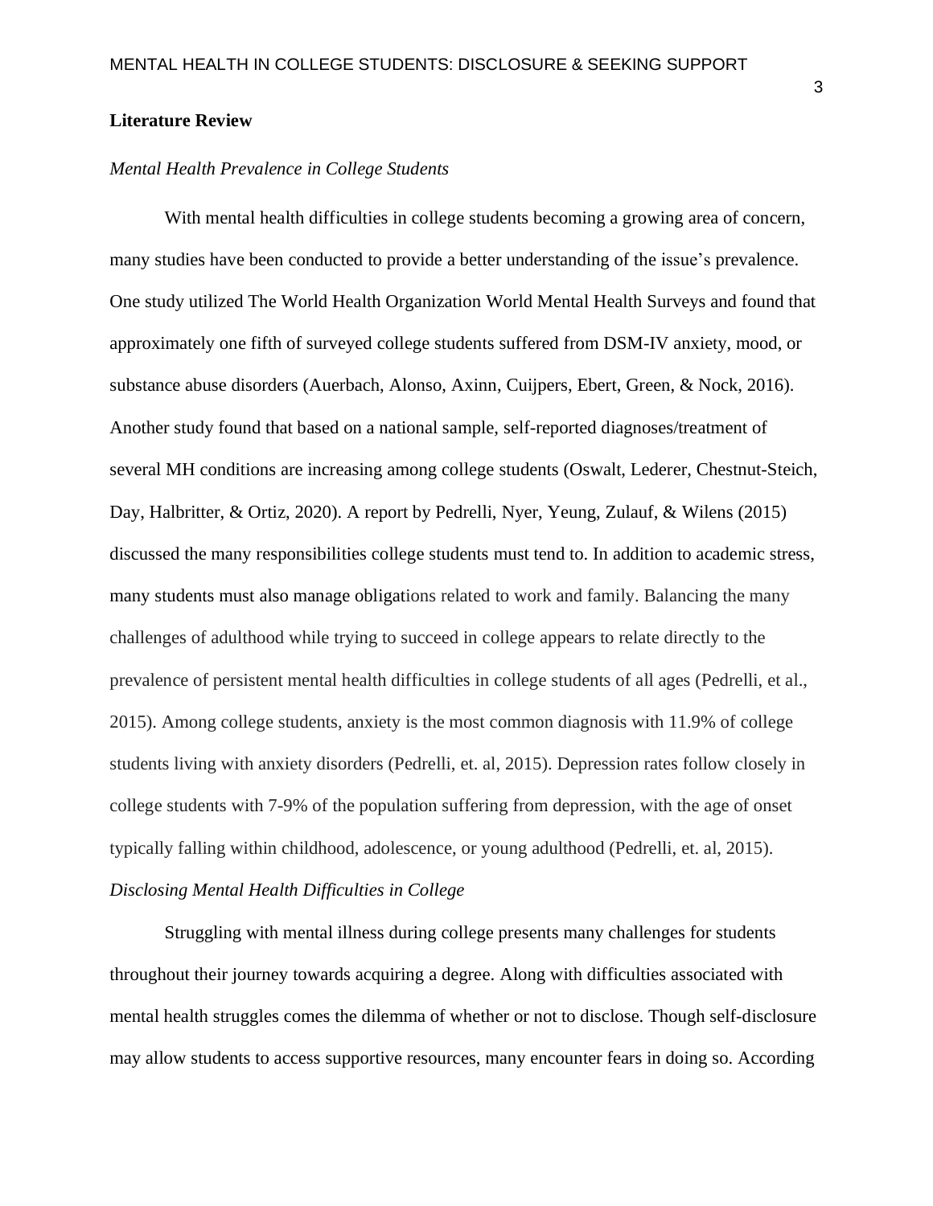## Literature Review

### *Mental Health Prevalence in College Students*

With mental health difficulties in college students becoming a growing area of concern, many studies have been conducted to provide a better understanding of the issue's prevalence. One study utilized The World Health Organization World Mental Health Surveys and found that approximately one fifth of surveyed college students suffered from DSM-IV anxiety, mood, or substance abuse disorders (Auerbach, Alonso, Axinn, Cuijpers, Ebert, Green, & Nock, 2016). Another study found that based on a national sample, self-reported diagnoses/treatment of several MH conditions are increasing among college students (Oswalt, Lederer, Chestnut-Steich, Day, Halbritter, & Ortiz, 2020). A report by Pedrelli, Nyer, Yeung, Zulauf, & Wilens (2015) discussed the many responsibilities college students must tend to. In addition to academic stress, many students must also manage obligations related to work and family. Balancing the many challenges of adulthood while trying to succeed in college appears to relate directly to the prevalence of persistent mental health difficulties in college students of all ages (Pedrelli, et al., 2015). Among college students, anxiety is the most common diagnosis with 11.9% of college students living with anxiety disorders (Pedrelli, et. al, 2015). Depression rates follow closely in college students with 7-9% of the population suffering from depression, with the age of onset typically falling within childhood, adolescence, or young adulthood (Pedrelli, et. al, 2015).

### *Disclosing Mental Health Difficulties in College*

Struggling with mental illness during college presents many challenges for students throughout their journey towards acquiring a degree. Along with difficulties associated with mental health struggles comes the dilemma of whether or not to disclose. Though self-disclosure may allow students to access supportive resources, many encounter fears in doing so. According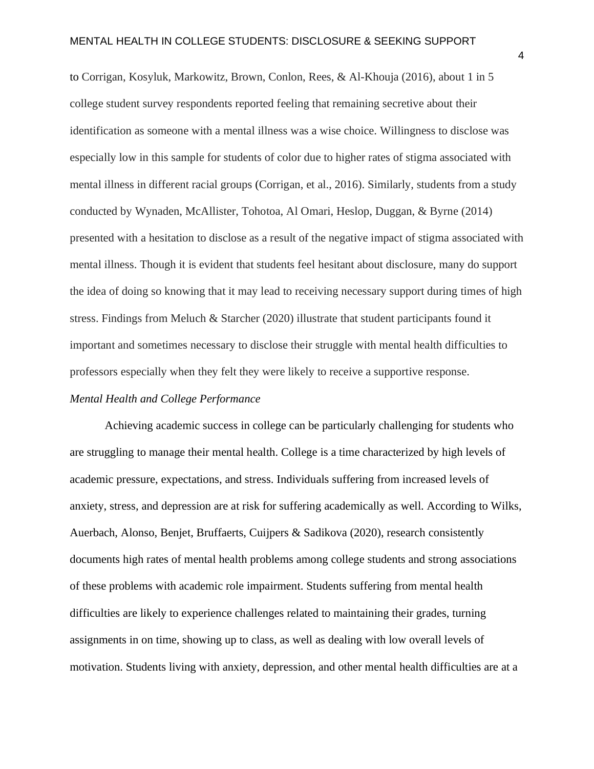to Corrigan, Kosyluk, Markowitz, Brown, Conlon, Rees, & Al-Khouja (2016), about 1 in 5 college student survey respondents reported feeling that remaining secretive about their identification as someone with a mental illness was a wise choice. Willingness to disclose was especially low in this sample for students of color due to higher rates of stigma associated with mental illness in different racial groups (Corrigan, et al., 2016). Similarly, students from a study conducted by Wynaden, McAllister, Tohotoa, Al Omari, Heslop, Duggan, & Byrne (2014) presented with a hesitation to disclose as a result of the negative impact of stigma associated with mental illness. Though it is evident that students feel hesitant about disclosure, many do support the idea of doing so knowing that it may lead to receiving necessary support during times of high stress. Findings from Meluch & Starcher (2020) illustrate that student participants found it important and sometimes necessary to disclose their struggle with mental health difficulties to professors especially when they felt they were likely to receive a supportive response.

### *Mental Health and College Performance*

Achieving academic success in college can be particularly challenging for students who are struggling to manage their mental health. College is a time characterized by high levels of academic pressure, expectations, and stress. Individuals suffering from increased levels of anxiety, stress, and depression are at risk for suffering academically as well. According to Wilks, Auerbach, Alonso, Benjet, Bruffaerts, Cuijpers & Sadikova (2020), research consistently documents high rates of mental health problems among college students and strong associations of these problems with academic role impairment. Students suffering from mental health difficulties are likely to experience challenges related to maintaining their grades, turning assignments in on time, showing up to class, as well as dealing with low overall levels of motivation. Students living with anxiety, depression, and other mental health difficulties are at a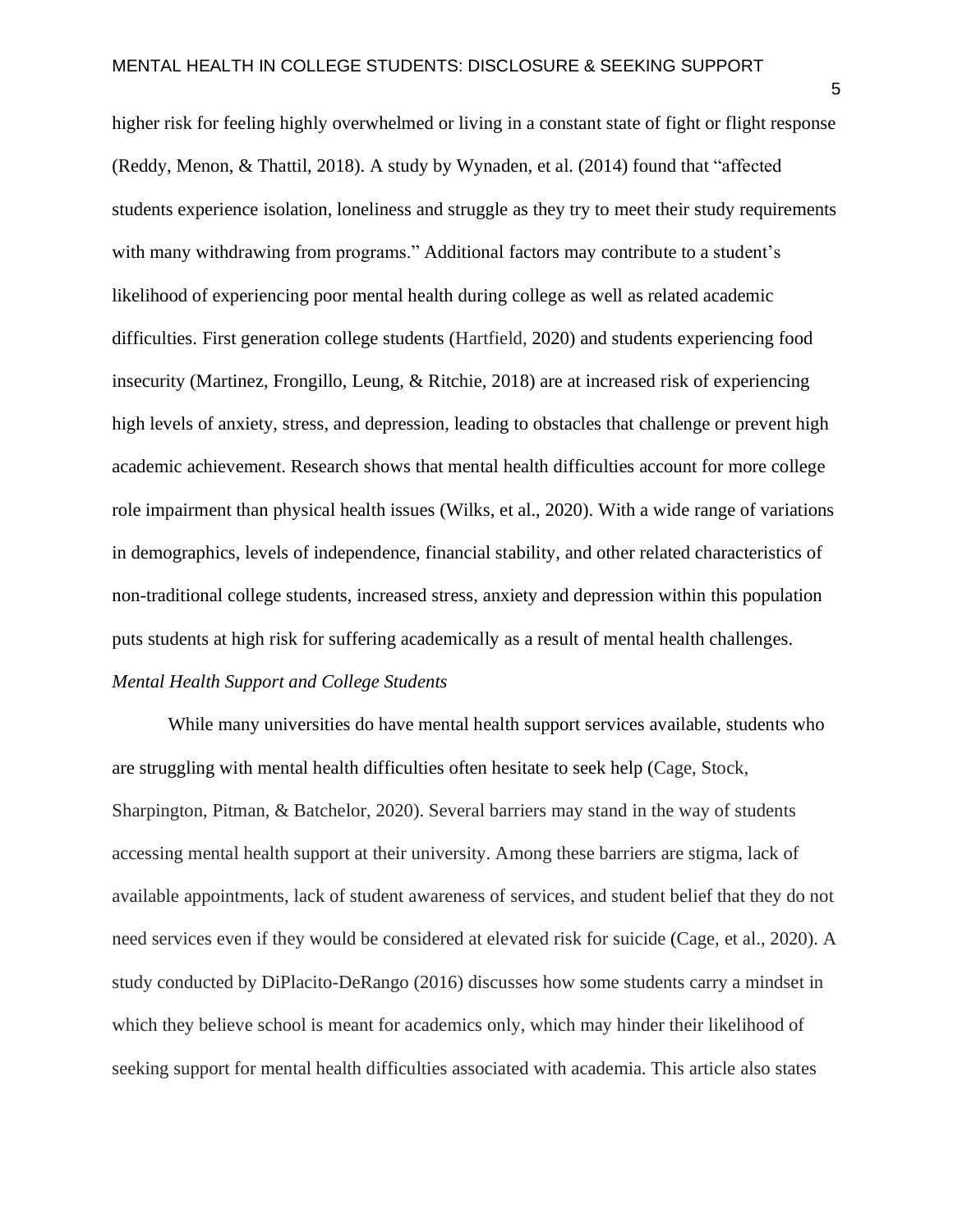higher risk for feeling highly overwhelmed or living in a constant state of fight or flight response (Reddy, Menon, & Thattil, 2018). A study by Wynaden, et al. (2014) found that "affected students experience isolation, loneliness and struggle as they try to meet their study requirements with many withdrawing from programs." Additional factors may contribute to a student's likelihood of experiencing poor mental health during college as well as related academic difficulties. First generation college students (Hartfield, 2020) and students experiencing food insecurity (Martinez, Frongillo, Leung, & Ritchie, 2018) are at increased risk of experiencing high levels of anxiety, stress, and depression, leading to obstacles that challenge or prevent high academic achievement. Research shows that mental health difficulties account for more college role impairment than physical health issues (Wilks, et al., 2020). With a wide range of variations in demographics, levels of independence, financial stability, and other related characteristics of non-traditional college students, increased stress, anxiety and depression within this population puts students at high risk for suffering academically as a result of mental health challenges.

### *Mental Health Support and College Students*

While many universities do have mental health support services available, students who are struggling with mental health difficulties often hesitate to seek help (Cage, Stock, Sharpington, Pitman, & Batchelor, 2020). Several barriers may stand in the way of students accessing mental health support at their university. Among these barriers are stigma, lack of available appointments, lack of student awareness of services, and student belief that they do not need services even if they would be considered at elevated risk for suicide (Cage, et al., 2020). A study conducted by DiPlacito-DeRango (2016) discusses how some students carry a mindset in which they believe school is meant for academics only, which may hinder their likelihood of seeking support for mental health difficulties associated with academia. This article also states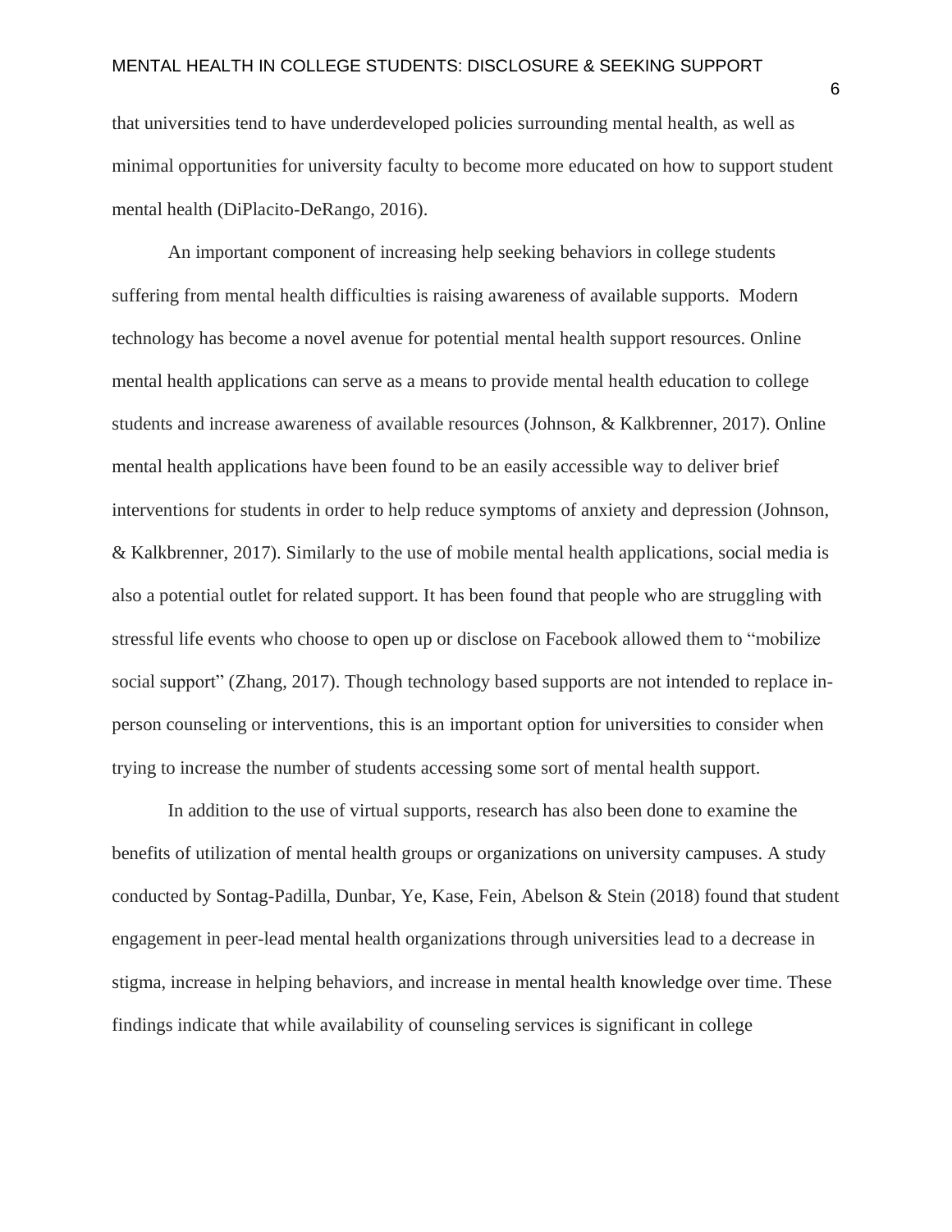that universities tend to have underdeveloped policies surrounding mental health, as well as minimal opportunities for university faculty to become more educated on how to support student mental health (DiPlacito-DeRango, 2016).

An important component of increasing help seeking behaviors in college students suffering from mental health difficulties is raising awareness of available supports. Modern technology has become a novel avenue for potential mental health support resources. Online mental health applications can serve as a means to provide mental health education to college students and increase awareness of available resources (Johnson, & Kalkbrenner, 2017). Online mental health applications have been found to be an easily accessible way to deliver brief interventions for students in order to help reduce symptoms of anxiety and depression (Johnson, & Kalkbrenner, 2017). Similarly to the use of mobile mental health applications, social media is also a potential outlet for related support. It has been found that people who are struggling with stressful life events who choose to open up or disclose on Facebook allowed them to "mobilize social support" (Zhang, 2017). Though technology based supports are not intended to replace in-person counseling or interventions, this is an important option for universities to consider when trying to increase the number of students accessing some sort of mental health support.

In addition to the use of virtual supports, research has also been done to examine the benefits of utilization of mental health groups or organizations on university campuses. A study conducted by Sontag-Padilla, Dunbar, Ye, Kase, Fein, Abelson & Stein (2018) found that student engagement in peer-lead mental health organizations through universities lead to a decrease in stigma, increase in helping behaviors, and increase in mental health knowledge over time. These findings indicate that while availability of counseling services is significant in college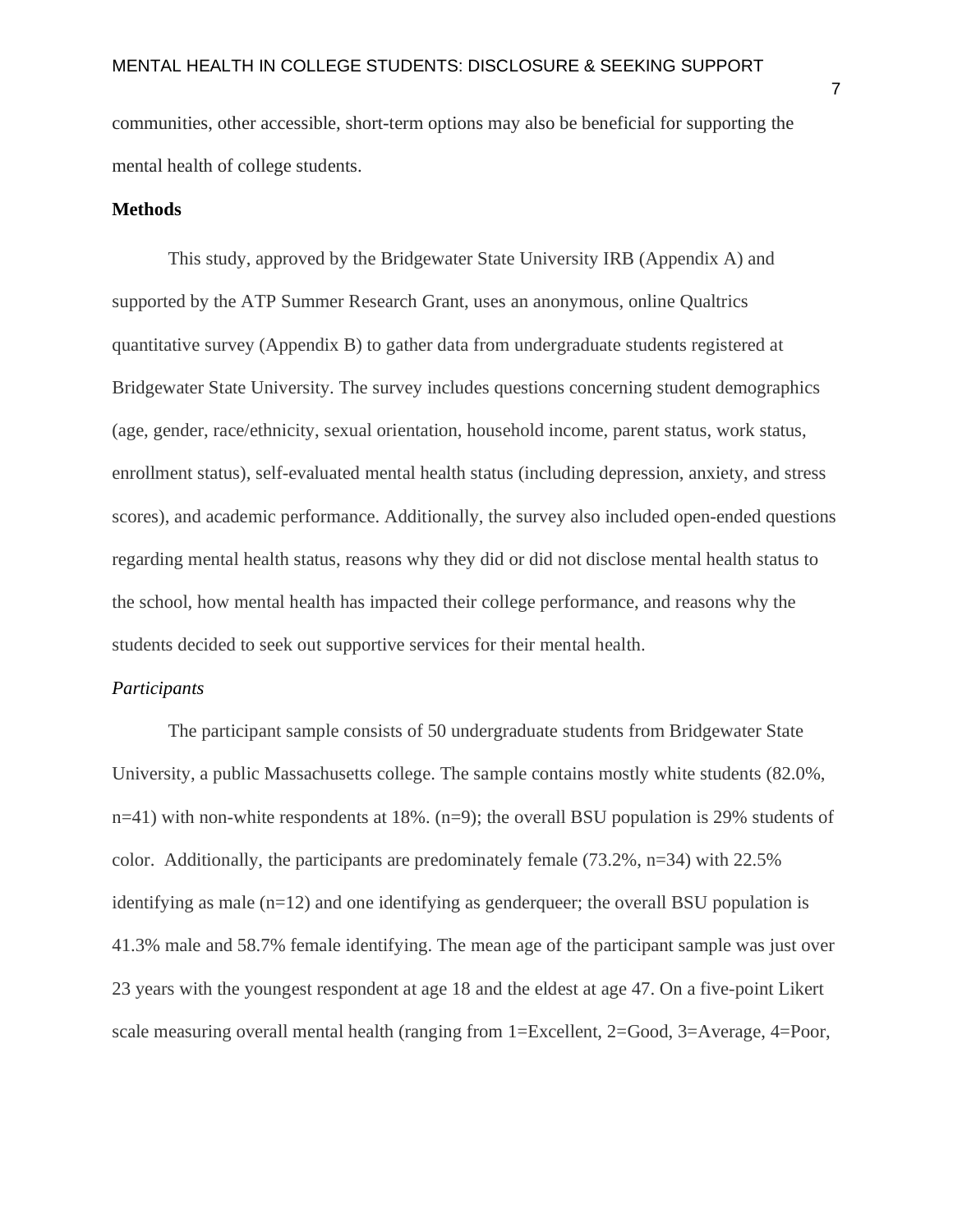communities, other accessible, short-term options may also be beneficial for supporting the mental health of college students.

## Methods

This study, approved by the Bridgewater State University IRB (Appendix A) and supported by the ATP Summer Research Grant, uses an anonymous, online Qualtrics quantitative survey (Appendix B) to gather data from undergraduate students registered at Bridgewater State University. The survey includes questions concerning student demographics (age, gender, race/ethnicity, sexual orientation, household income, parent status, work status, enrollment status), self-evaluated mental health status (including depression, anxiety, and stress scores), and academic performance. Additionally, the survey also included open-ended questions regarding mental health status, reasons why they did or did not disclose mental health status to the school, how mental health has impacted their college performance, and reasons why the students decided to seek out supportive services for their mental health.

### *Participants*

The participant sample consists of 50 undergraduate students from Bridgewater State University, a public Massachusetts college. The sample contains mostly white students (82.0%, n=41) with non-white respondents at 18%. (n=9); the overall BSU population is 29% students of color. Additionally, the participants are predominately female (73.2%, n=34) with 22.5% identifying as male (n=12) and one identifying as genderqueer; the overall BSU population is 41.3% male and 58.7% female identifying. The mean age of the participant sample was just over 23 years with the youngest respondent at age 18 and the eldest at age 47. On a five-point Likert scale measuring overall mental health (ranging from 1=Excellent, 2=Good, 3=Average, 4=Poor,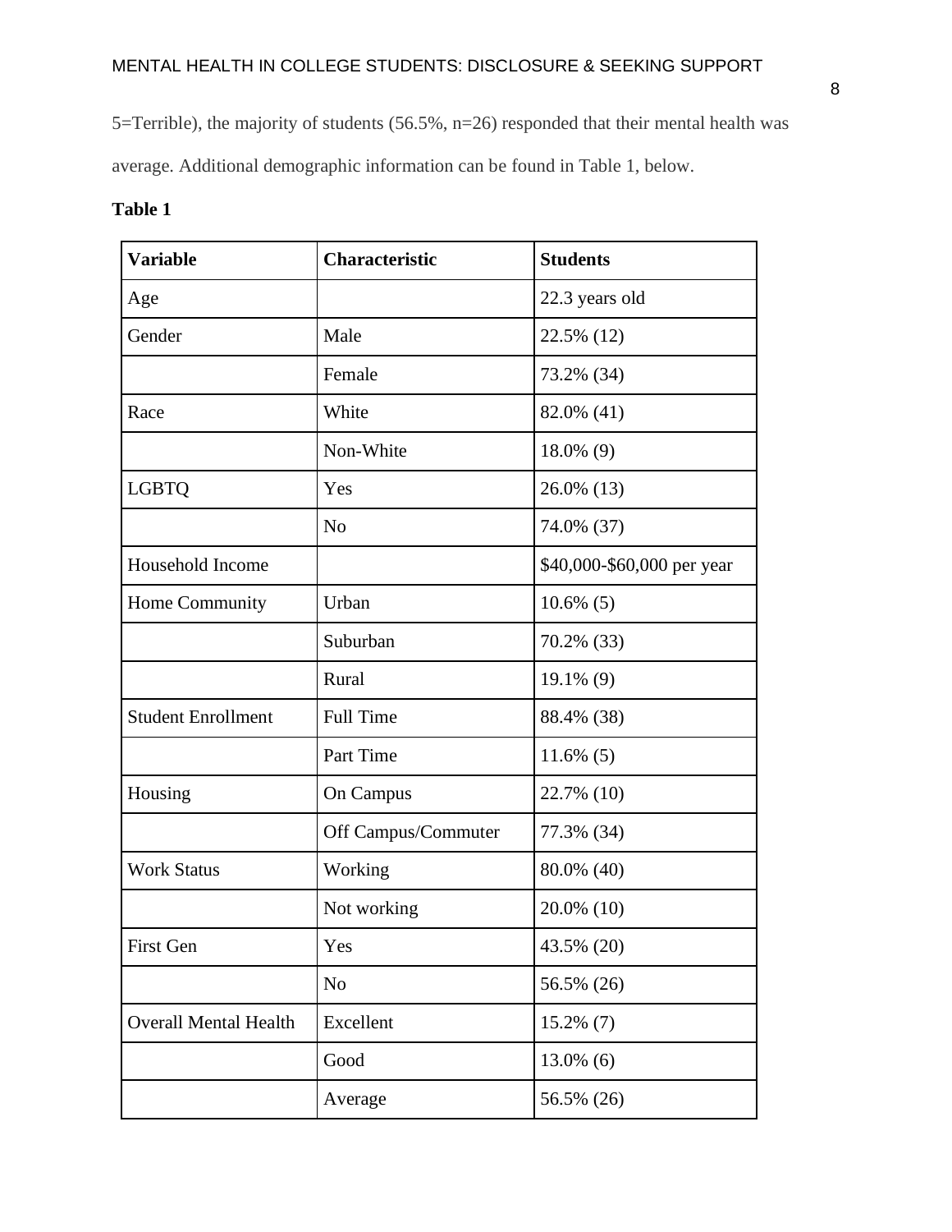5=Terrible), the majority of students (56.5%, n=26) responded that their mental health was average. Additional demographic information can be found in Table 1, below.

**Table 1**

| Variable | Characteristic | Students |
|---|---|---|
| Age | | 22.3 years old |
| Gender | Male | 22.5% (12) |
| | Female | 73.2% (34) |
| Race | White | 82.0% (41) |
| | Non-White | 18.0% (9) |
| LGBTQ | Yes | 26.0% (13) |
| | No | 74.0% (37) |
| Household Income | | $40,000-$60,000 per year |
| Home Community | Urban | 10.6% (5) |
| | Suburban | 70.2% (33) |
| | Rural | 19.1% (9) |
| Student Enrollment | Full Time | 88.4% (38) |
| | Part Time | 11.6% (5) |
| Housing | On Campus | 22.7% (10) |
| | Off Campus/Commuter | 77.3% (34) |
| Work Status | Working | 80.0% (40) |
| | Not working | 20.0% (10) |
| First Gen | Yes | 43.5% (20) |
| | No | 56.5% (26) |
| Overall Mental Health | Excellent | 15.2% (7) |
| | Good | 13.0% (6) |
| | Average | 56.5% (26) |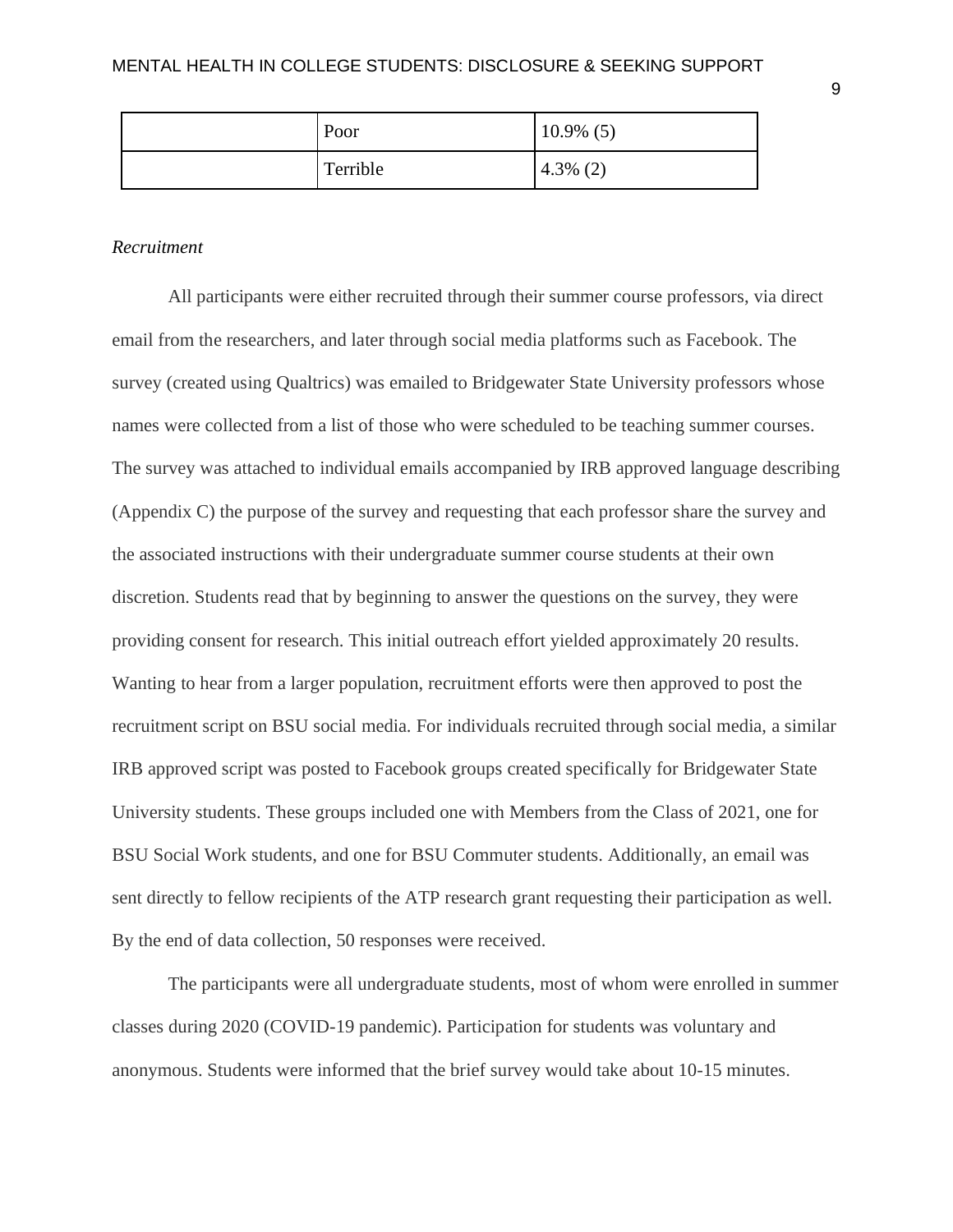| | Poor | 10.9% (5) |
|---|---|---|
| | Terrible | 4.3% (2) |

*Recruitment*

All participants were either recruited through their summer course professors, via direct email from the researchers, and later through social media platforms such as Facebook. The survey (created using Qualtrics) was emailed to Bridgewater State University professors whose names were collected from a list of those who were scheduled to be teaching summer courses. The survey was attached to individual emails accompanied by IRB approved language describing (Appendix C) the purpose of the survey and requesting that each professor share the survey and the associated instructions with their undergraduate summer course students at their own discretion. Students read that by beginning to answer the questions on the survey, they were providing consent for research. This initial outreach effort yielded approximately 20 results. Wanting to hear from a larger population, recruitment efforts were then approved to post the recruitment script on BSU social media. For individuals recruited through social media, a similar IRB approved script was posted to Facebook groups created specifically for Bridgewater State University students. These groups included one with Members from the Class of 2021, one for BSU Social Work students, and one for BSU Commuter students. Additionally, an email was sent directly to fellow recipients of the ATP research grant requesting their participation as well. By the end of data collection, 50 responses were received.

The participants were all undergraduate students, most of whom were enrolled in summer classes during 2020 (COVID-19 pandemic). Participation for students was voluntary and anonymous. Students were informed that the brief survey would take about 10-15 minutes.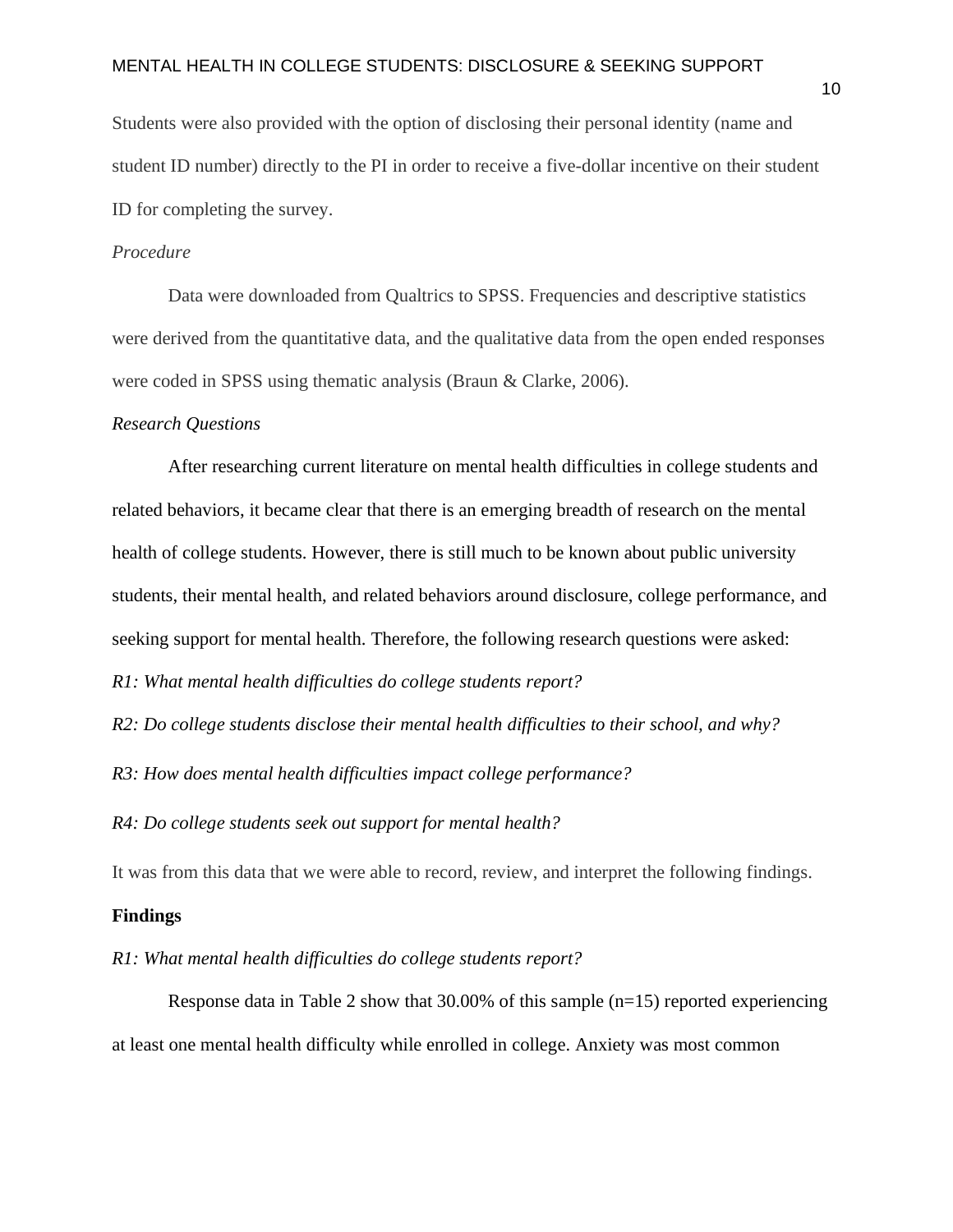Students were also provided with the option of disclosing their personal identity (name and student ID number) directly to the PI in order to receive a five-dollar incentive on their student ID for completing the survey.

*Procedure*

Data were downloaded from Qualtrics to SPSS. Frequencies and descriptive statistics were derived from the quantitative data, and the qualitative data from the open ended responses were coded in SPSS using thematic analysis (Braun & Clarke, 2006).

*Research Questions*

After researching current literature on mental health difficulties in college students and related behaviors, it became clear that there is an emerging breadth of research on the mental health of college students. However, there is still much to be known about public university students, their mental health, and related behaviors around disclosure, college performance, and seeking support for mental health. Therefore, the following research questions were asked:

*R1: What mental health difficulties do college students report?*

*R2: Do college students disclose their mental health difficulties to their school, and why?*

*R3: How does mental health difficulties impact college performance?*

*R4: Do college students seek out support for mental health?*

It was from this data that we were able to record, review, and interpret the following findings.

**Findings**

*R1: What mental health difficulties do college students report?*

Response data in Table 2 show that 30.00% of this sample (n=15) reported experiencing at least one mental health difficulty while enrolled in college. Anxiety was most common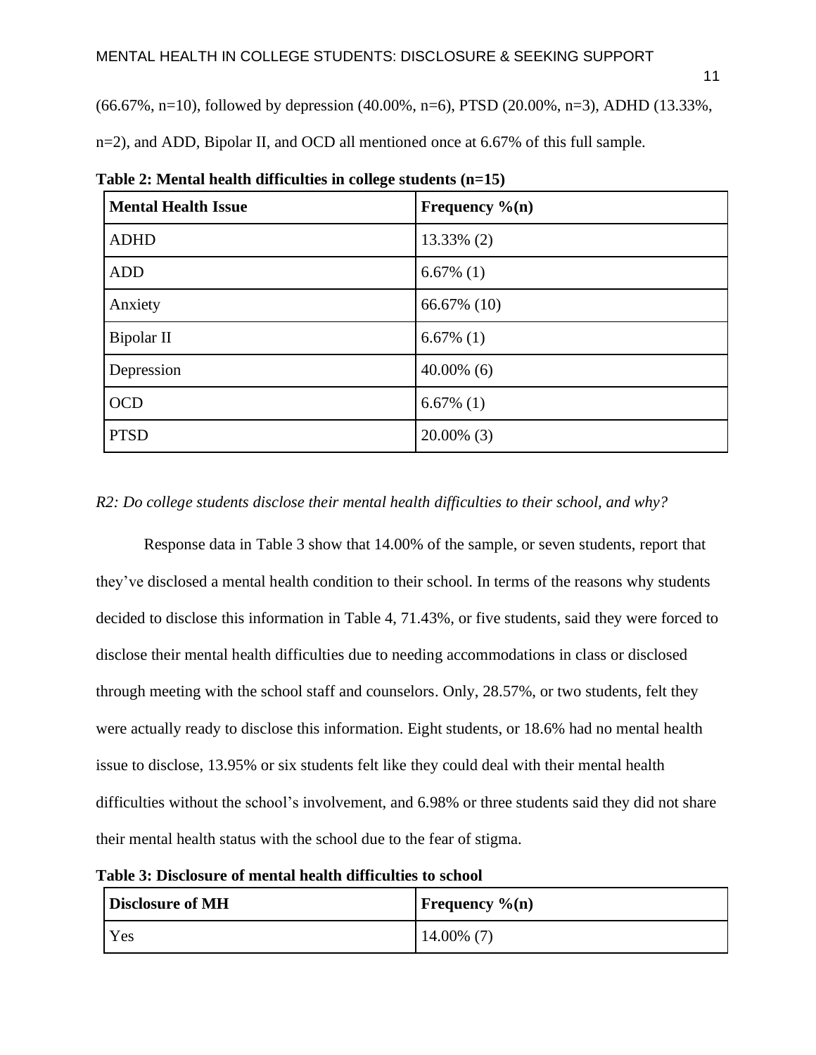(66.67%, n=10), followed by depression (40.00%, n=6), PTSD (20.00%, n=3), ADHD (13.33%, n=2), and ADD, Bipolar II, and OCD all mentioned once at 6.67% of this full sample.

**Table 2: Mental health difficulties in college students (n=15)**

| Mental Health Issue | Frequency %(n) |
|---|---|
| ADHD | 13.33% (2) |
| ADD | 6.67% (1) |
| Anxiety | 66.67% (10) |
| Bipolar II | 6.67% (1) |
| Depression | 40.00% (6) |
| OCD | 6.67% (1) |
| PTSD | 20.00% (3) |

*R2: Do college students disclose their mental health difficulties to their school, and why?*

Response data in Table 3 show that 14.00% of the sample, or seven students, report that they've disclosed a mental health condition to their school. In terms of the reasons why students decided to disclose this information in Table 4, 71.43%, or five students, said they were forced to disclose their mental health difficulties due to needing accommodations in class or disclosed through meeting with the school staff and counselors. Only, 28.57%, or two students, felt they were actually ready to disclose this information. Eight students, or 18.6% had no mental health issue to disclose, 13.95% or six students felt like they could deal with their mental health difficulties without the school's involvement, and 6.98% or three students said they did not share their mental health status with the school due to the fear of stigma.

**Table 3: Disclosure of mental health difficulties to school**

| Disclosure of MH | Frequency %(n) |
|---|---|
| Yes | 14.00% (7) |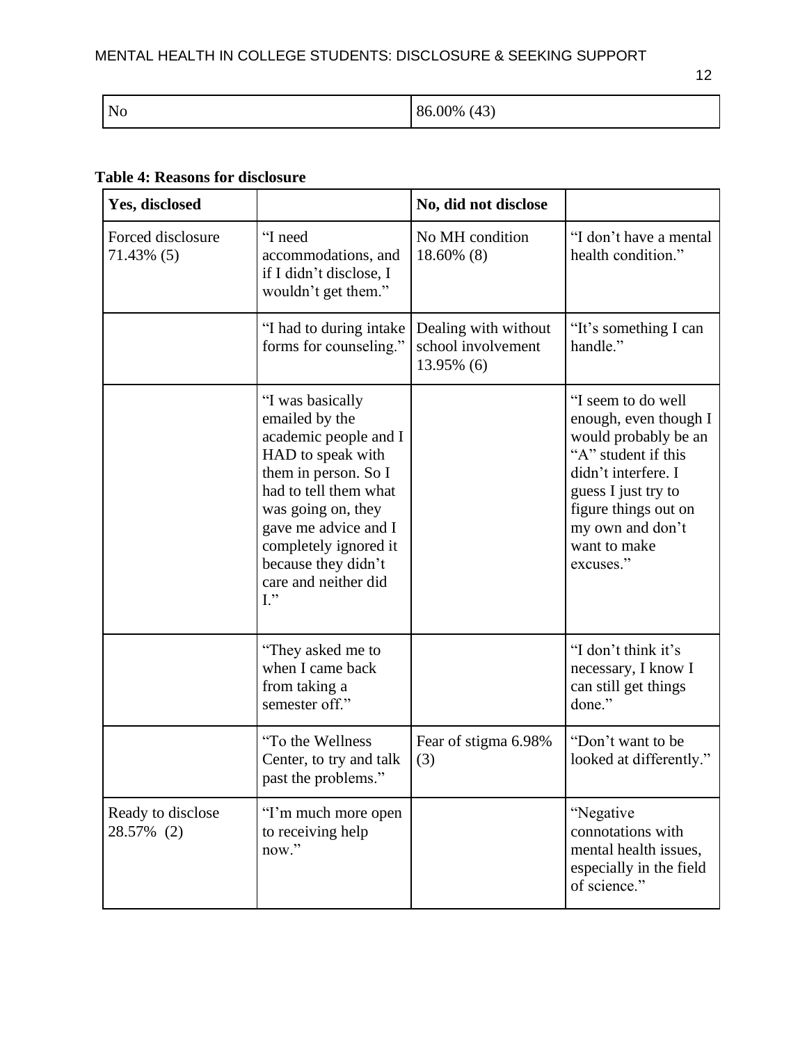| No | 86.00% (43) |
|---|---|

**Table 4: Reasons for disclosure**

| Yes, disclosed | | No, did not disclose | |
|---|---|---|---|
| Forced disclosure 71.43% (5) | "I need accommodations, and if I didn't disclose, I wouldn't get them." | No MH condition 18.60% (8) | "I don't have a mental health condition." |
| | "I had to during intake forms for counseling." | Dealing with without school involvement 13.95% (6) | "It's something I can handle." |
| | "I was basically emailed by the academic people and I HAD to speak with them in person. So I had to tell them what was going on, they gave me advice and I completely ignored it because they didn't care and neither did I." | | "I seem to do well enough, even though I would probably be an "A" student if this didn't interfere. I guess I just try to figure things out on my own and don't want to make excuses." |
| | "They asked me to when I came back from taking a semester off." | | "I don't think it's necessary, I know I can still get things done." |
| | "To the Wellness Center, to try and talk past the problems." | Fear of stigma 6.98% (3) | "Don't want to be looked at differently." |
| Ready to disclose 28.57% (2) | "I'm much more open to receiving help now." | | "Negative connotations with mental health issues, especially in the field of science." |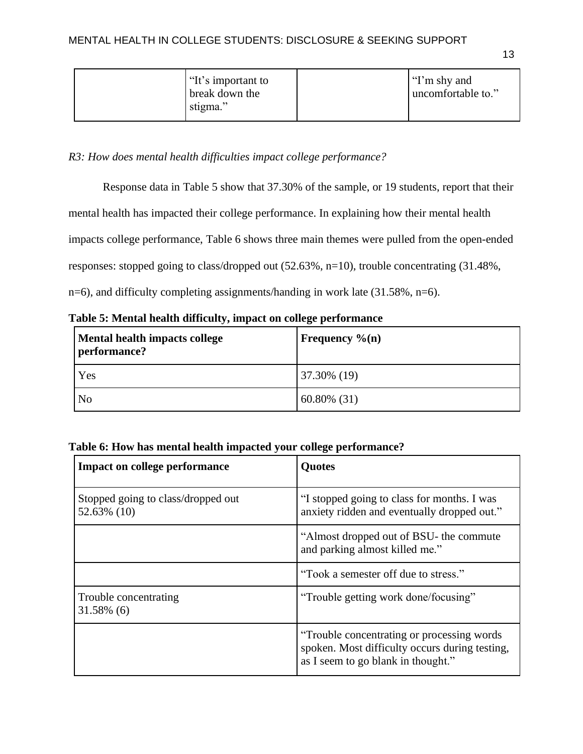|  | "It's important to break down the stigma." |  | "I'm shy and uncomfortable to." |
| --- | --- | --- | --- |

*R3: How does mental health difficulties impact college performance?*

Response data in Table 5 show that 37.30% of the sample, or 19 students, report that their mental health has impacted their college performance. In explaining how their mental health impacts college performance, Table 6 shows three main themes were pulled from the open-ended responses: stopped going to class/dropped out (52.63%, n=10), trouble concentrating (31.48%, n=6), and difficulty completing assignments/handing in work late (31.58%, n=6).

**Table 5: Mental health difficulty, impact on college performance**

| Mental health impacts college performance? | Frequency %(n) |
| --- | --- |
| Yes | 37.30% (19) |
| No | 60.80% (31) |

**Table 6: How has mental health impacted your college performance?**

| Impact on college performance | Quotes |
| --- | --- |
| Stopped going to class/dropped out 52.63% (10) | "I stopped going to class for months. I was anxiety ridden and eventually dropped out." |
|  | "Almost dropped out of BSU- the commute and parking almost killed me." |
|  | "Took a semester off due to stress." |
| Trouble concentrating 31.58% (6) | "Trouble getting work done/focusing" |
|  | "Trouble concentrating or processing words spoken. Most difficulty occurs during testing, as I seem to go blank in thought." |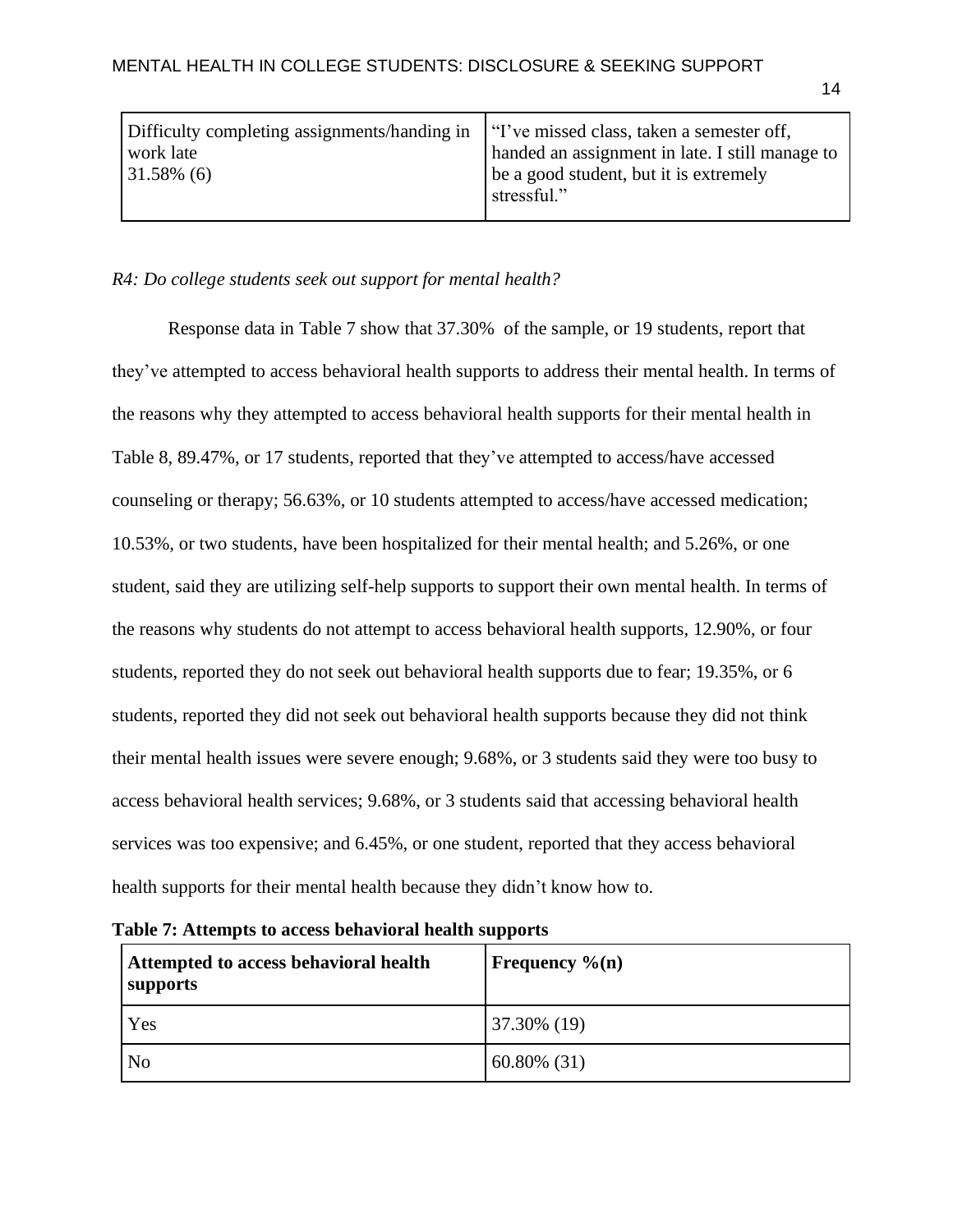| Difficulty completing assignments/handing in work late 31.58% (6) | "I've missed class, taken a semester off, handed an assignment in late. I still manage to be a good student, but it is extremely stressful." |
|---|---|

*R4: Do college students seek out support for mental health?*

Response data in Table 7 show that 37.30% of the sample, or 19 students, report that they've attempted to access behavioral health supports to address their mental health. In terms of the reasons why they attempted to access behavioral health supports for their mental health in Table 8, 89.47%, or 17 students, reported that they've attempted to access/have accessed counseling or therapy; 56.63%, or 10 students attempted to access/have accessed medication; 10.53%, or two students, have been hospitalized for their mental health; and 5.26%, or one student, said they are utilizing self-help supports to support their own mental health. In terms of the reasons why students do not attempt to access behavioral health supports, 12.90%, or four students, reported they do not seek out behavioral health supports due to fear; 19.35%, or 6 students, reported they did not seek out behavioral health supports because they did not think their mental health issues were severe enough; 9.68%, or 3 students said they were too busy to access behavioral health services; 9.68%, or 3 students said that accessing behavioral health services was too expensive; and 6.45%, or one student, reported that they access behavioral health supports for their mental health because they didn't know how to.

**Table 7: Attempts to access behavioral health supports**

| **Attempted to access behavioral health supports** | **Frequency %(n)** |
|---|---|
| Yes | 37.30% (19) |
| No | 60.80% (31) |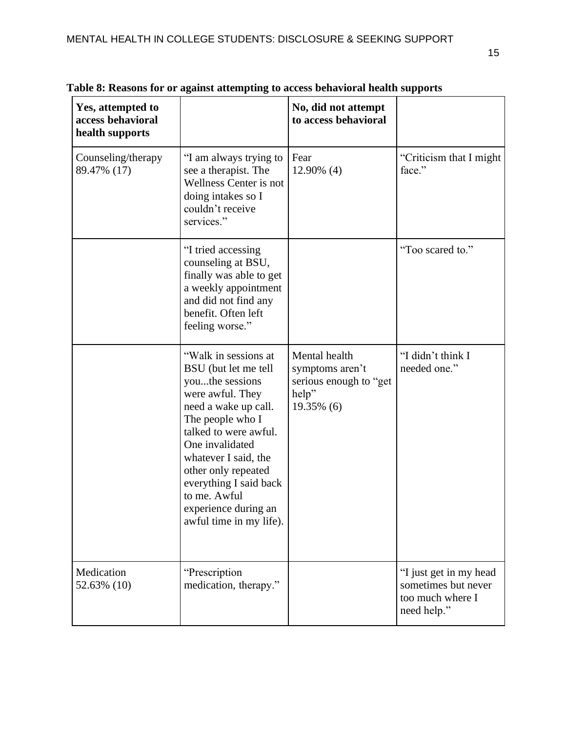**Table 8: Reasons for or against attempting to access behavioral health supports**

| Yes, attempted to access behavioral health supports | | No, did not attempt to access behavioral | |
|---|---|---|---|
| Counseling/therapy 89.47% (17) | "I am always trying to see a therapist. The Wellness Center is not doing intakes so I couldn't receive services." | Fear 12.90% (4) | "Criticism that I might face." |
| | "I tried accessing counseling at BSU, finally was able to get a weekly appointment and did not find any benefit. Often left feeling worse." | | "Too scared to." |
| | "Walk in sessions at BSU (but let me tell you...the sessions were awful. They need a wake up call. The people who I talked to were awful. One invalidated whatever I said, the other only repeated everything I said back to me. Awful experience during an awful time in my life). | Mental health symptoms aren't serious enough to "get help" 19.35% (6) | "I didn't think I needed one." |
| Medication 52.63% (10) | "Prescription medication, therapy." | | "I just get in my head sometimes but never too much where I need help." |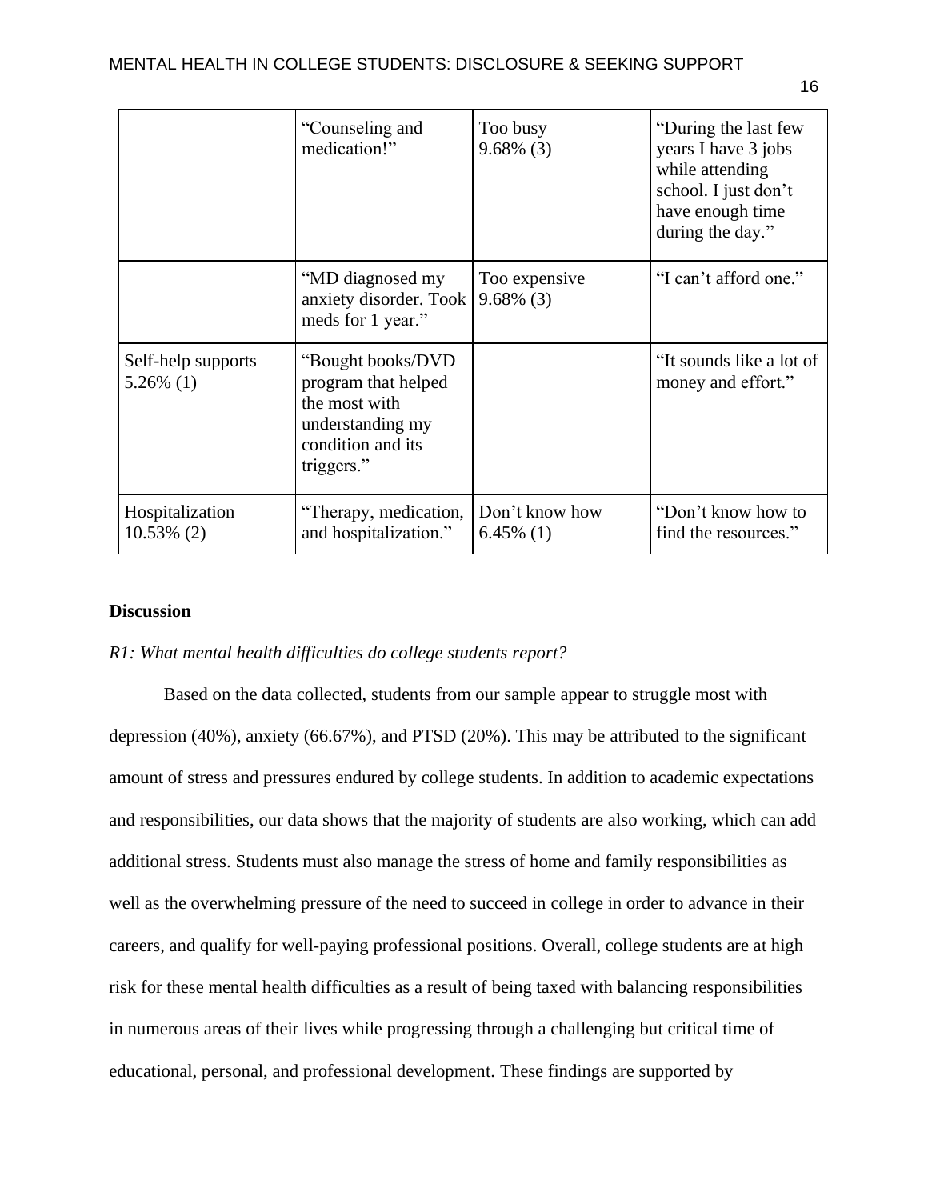| | | | |
|---|---|---|---|
| | "Counseling and medication!" | Too busy 9.68% (3) | "During the last few years I have 3 jobs while attending school. I just don't have enough time during the day." |
| | "MD diagnosed my anxiety disorder. Took meds for 1 year." | Too expensive 9.68% (3) | "I can't afford one." |
| Self-help supports 5.26% (1) | "Bought books/DVD program that helped the most with understanding my condition and its triggers." | | "It sounds like a lot of money and effort." |
| Hospitalization 10.53% (2) | "Therapy, medication, and hospitalization." | Don't know how 6.45% (1) | "Don't know how to find the resources." |

## Discussion

*R1: What mental health difficulties do college students report?*

Based on the data collected, students from our sample appear to struggle most with depression (40%), anxiety (66.67%), and PTSD (20%). This may be attributed to the significant amount of stress and pressures endured by college students. In addition to academic expectations and responsibilities, our data shows that the majority of students are also working, which can add additional stress. Students must also manage the stress of home and family responsibilities as well as the overwhelming pressure of the need to succeed in college in order to advance in their careers, and qualify for well-paying professional positions. Overall, college students are at high risk for these mental health difficulties as a result of being taxed with balancing responsibilities in numerous areas of their lives while progressing through a challenging but critical time of educational, personal, and professional development. These findings are supported by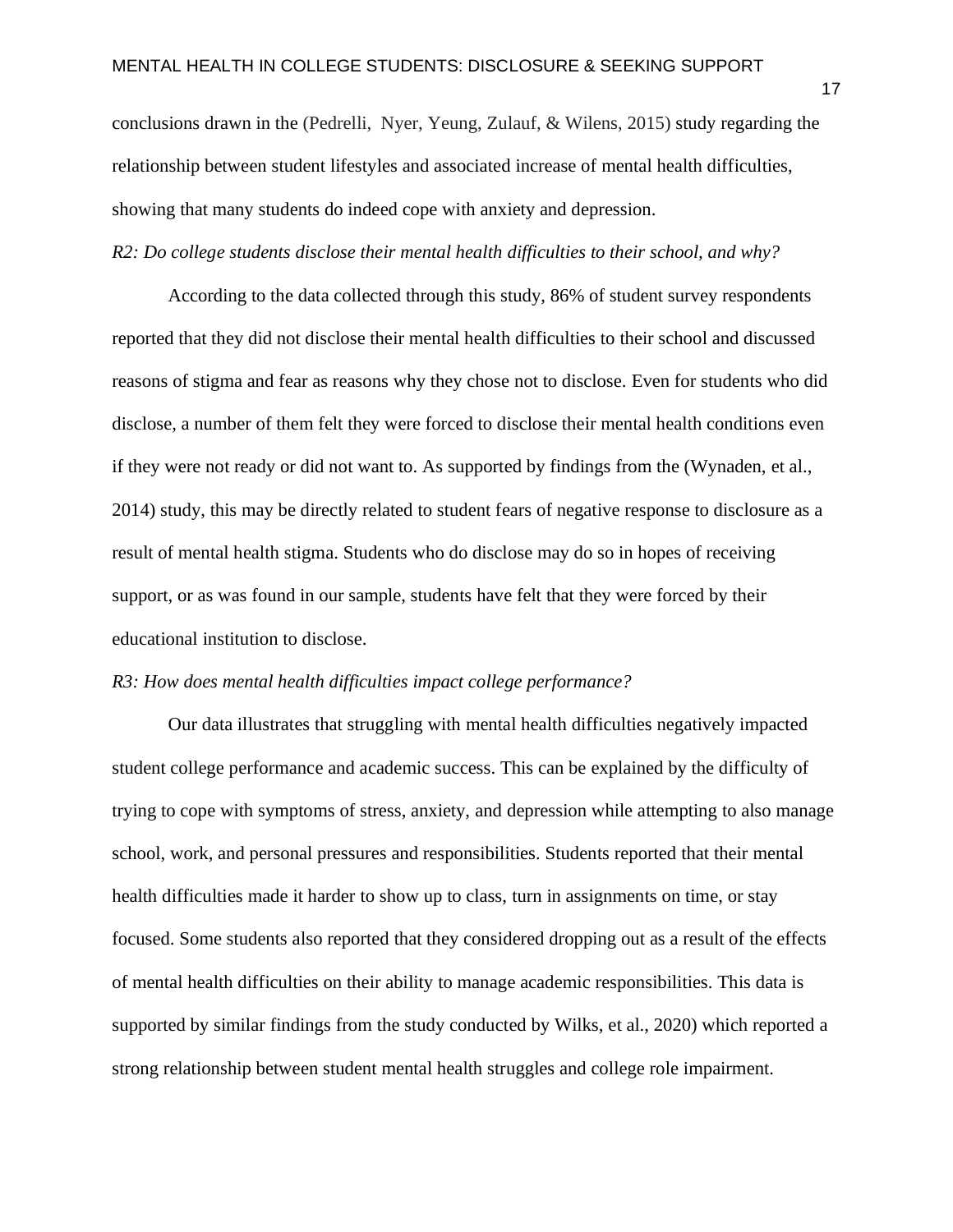conclusions drawn in the (Pedrelli,  Nyer, Yeung, Zulauf, & Wilens, 2015) study regarding the relationship between student lifestyles and associated increase of mental health difficulties, showing that many students do indeed cope with anxiety and depression.

*R2: Do college students disclose their mental health difficulties to their school, and why?*

According to the data collected through this study, 86% of student survey respondents reported that they did not disclose their mental health difficulties to their school and discussed reasons of stigma and fear as reasons why they chose not to disclose. Even for students who did disclose, a number of them felt they were forced to disclose their mental health conditions even if they were not ready or did not want to. As supported by findings from the (Wynaden, et al., 2014) study, this may be directly related to student fears of negative response to disclosure as a result of mental health stigma. Students who do disclose may do so in hopes of receiving support, or as was found in our sample, students have felt that they were forced by their educational institution to disclose.

*R3: How does mental health difficulties impact college performance?*

Our data illustrates that struggling with mental health difficulties negatively impacted student college performance and academic success. This can be explained by the difficulty of trying to cope with symptoms of stress, anxiety, and depression while attempting to also manage school, work, and personal pressures and responsibilities. Students reported that their mental health difficulties made it harder to show up to class, turn in assignments on time, or stay focused. Some students also reported that they considered dropping out as a result of the effects of mental health difficulties on their ability to manage academic responsibilities. This data is supported by similar findings from the study conducted by Wilks, et al., 2020) which reported a strong relationship between student mental health struggles and college role impairment.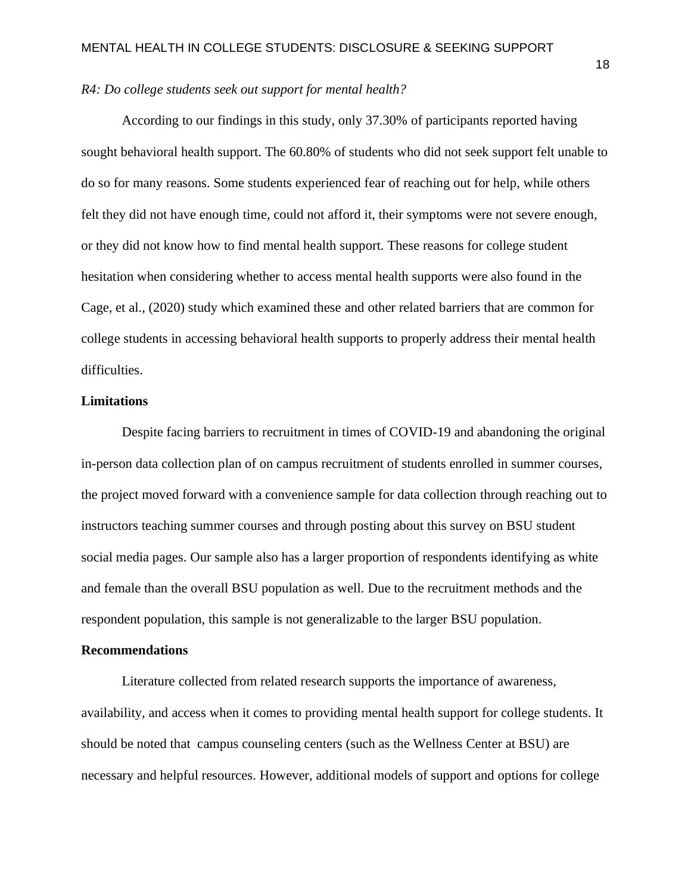*R4: Do college students seek out support for mental health?*

According to our findings in this study, only 37.30% of participants reported having sought behavioral health support. The 60.80% of students who did not seek support felt unable to do so for many reasons. Some students experienced fear of reaching out for help, while others felt they did not have enough time, could not afford it, their symptoms were not severe enough, or they did not know how to find mental health support. These reasons for college student hesitation when considering whether to access mental health supports were also found in the Cage, et al., (2020) study which examined these and other related barriers that are common for college students in accessing behavioral health supports to properly address their mental health difficulties.

## Limitations

Despite facing barriers to recruitment in times of COVID-19 and abandoning the original in-person data collection plan of on campus recruitment of students enrolled in summer courses, the project moved forward with a convenience sample for data collection through reaching out to instructors teaching summer courses and through posting about this survey on BSU student social media pages. Our sample also has a larger proportion of respondents identifying as white and female than the overall BSU population as well. Due to the recruitment methods and the respondent population, this sample is not generalizable to the larger BSU population.

## Recommendations

Literature collected from related research supports the importance of awareness, availability, and access when it comes to providing mental health support for college students. It should be noted that campus counseling centers (such as the Wellness Center at BSU) are necessary and helpful resources. However, additional models of support and options for college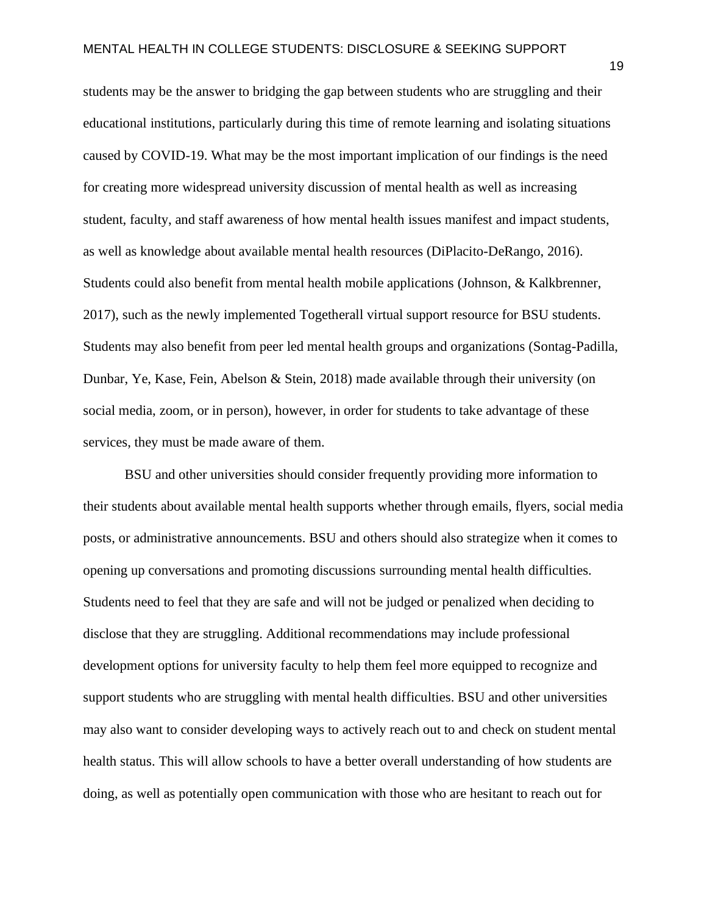students may be the answer to bridging the gap between students who are struggling and their educational institutions, particularly during this time of remote learning and isolating situations caused by COVID-19. What may be the most important implication of our findings is the need for creating more widespread university discussion of mental health as well as increasing student, faculty, and staff awareness of how mental health issues manifest and impact students, as well as knowledge about available mental health resources (DiPlacito-DeRango, 2016). Students could also benefit from mental health mobile applications (Johnson, & Kalkbrenner, 2017), such as the newly implemented Togetherall virtual support resource for BSU students. Students may also benefit from peer led mental health groups and organizations (Sontag-Padilla, Dunbar, Ye, Kase, Fein, Abelson & Stein, 2018) made available through their university (on social media, zoom, or in person), however, in order for students to take advantage of these services, they must be made aware of them.

BSU and other universities should consider frequently providing more information to their students about available mental health supports whether through emails, flyers, social media posts, or administrative announcements. BSU and others should also strategize when it comes to opening up conversations and promoting discussions surrounding mental health difficulties. Students need to feel that they are safe and will not be judged or penalized when deciding to disclose that they are struggling. Additional recommendations may include professional development options for university faculty to help them feel more equipped to recognize and support students who are struggling with mental health difficulties. BSU and other universities may also want to consider developing ways to actively reach out to and check on student mental health status. This will allow schools to have a better overall understanding of how students are doing, as well as potentially open communication with those who are hesitant to reach out for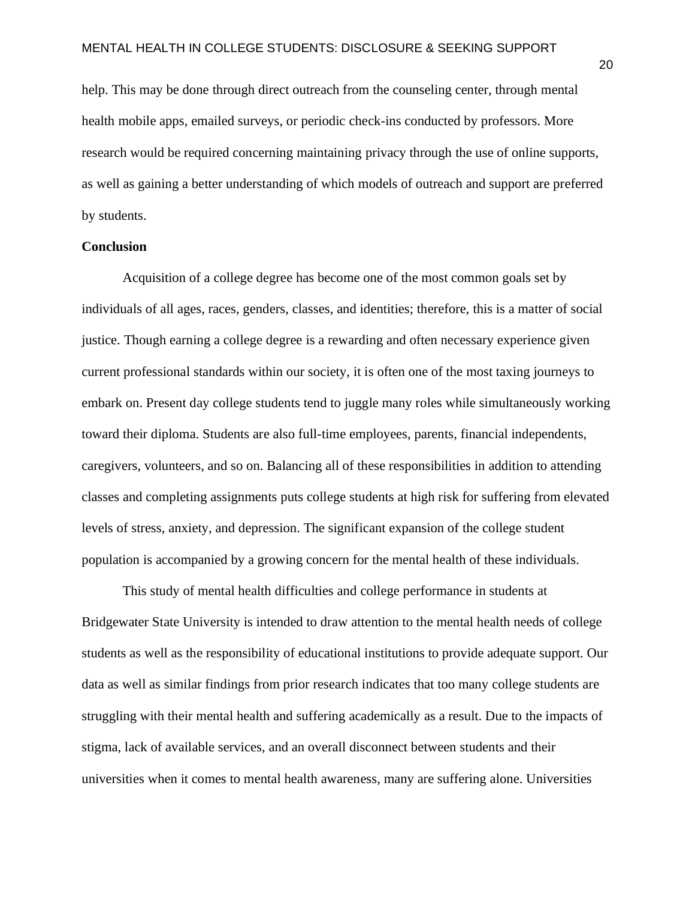help. This may be done through direct outreach from the counseling center, through mental health mobile apps, emailed surveys, or periodic check-ins conducted by professors. More research would be required concerning maintaining privacy through the use of online supports, as well as gaining a better understanding of which models of outreach and support are preferred by students.

**Conclusion**

Acquisition of a college degree has become one of the most common goals set by individuals of all ages, races, genders, classes, and identities; therefore, this is a matter of social justice. Though earning a college degree is a rewarding and often necessary experience given current professional standards within our society, it is often one of the most taxing journeys to embark on. Present day college students tend to juggle many roles while simultaneously working toward their diploma. Students are also full-time employees, parents, financial independents, caregivers, volunteers, and so on. Balancing all of these responsibilities in addition to attending classes and completing assignments puts college students at high risk for suffering from elevated levels of stress, anxiety, and depression. The significant expansion of the college student population is accompanied by a growing concern for the mental health of these individuals.

This study of mental health difficulties and college performance in students at Bridgewater State University is intended to draw attention to the mental health needs of college students as well as the responsibility of educational institutions to provide adequate support. Our data as well as similar findings from prior research indicates that too many college students are struggling with their mental health and suffering academically as a result. Due to the impacts of stigma, lack of available services, and an overall disconnect between students and their universities when it comes to mental health awareness, many are suffering alone. Universities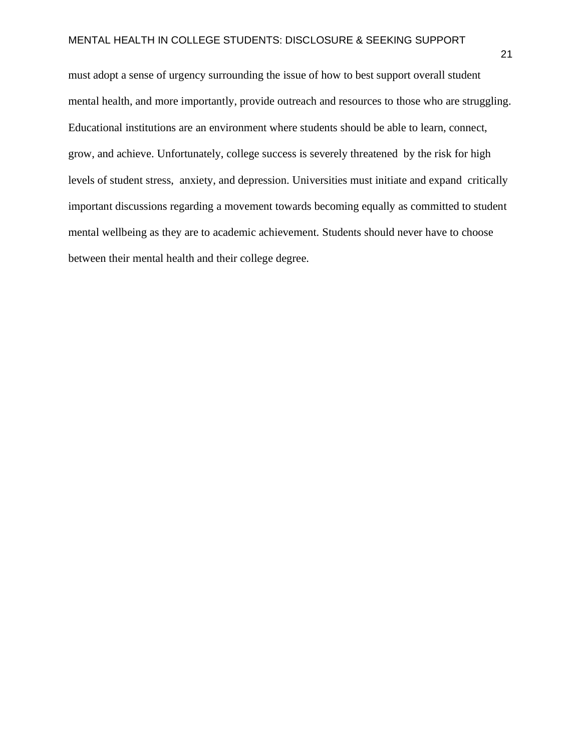must adopt a sense of urgency surrounding the issue of how to best support overall student mental health, and more importantly, provide outreach and resources to those who are struggling. Educational institutions are an environment where students should be able to learn, connect, grow, and achieve. Unfortunately, college success is severely threatened by the risk for high levels of student stress, anxiety, and depression. Universities must initiate and expand critically important discussions regarding a movement towards becoming equally as committed to student mental wellbeing as they are to academic achievement. Students should never have to choose between their mental health and their college degree.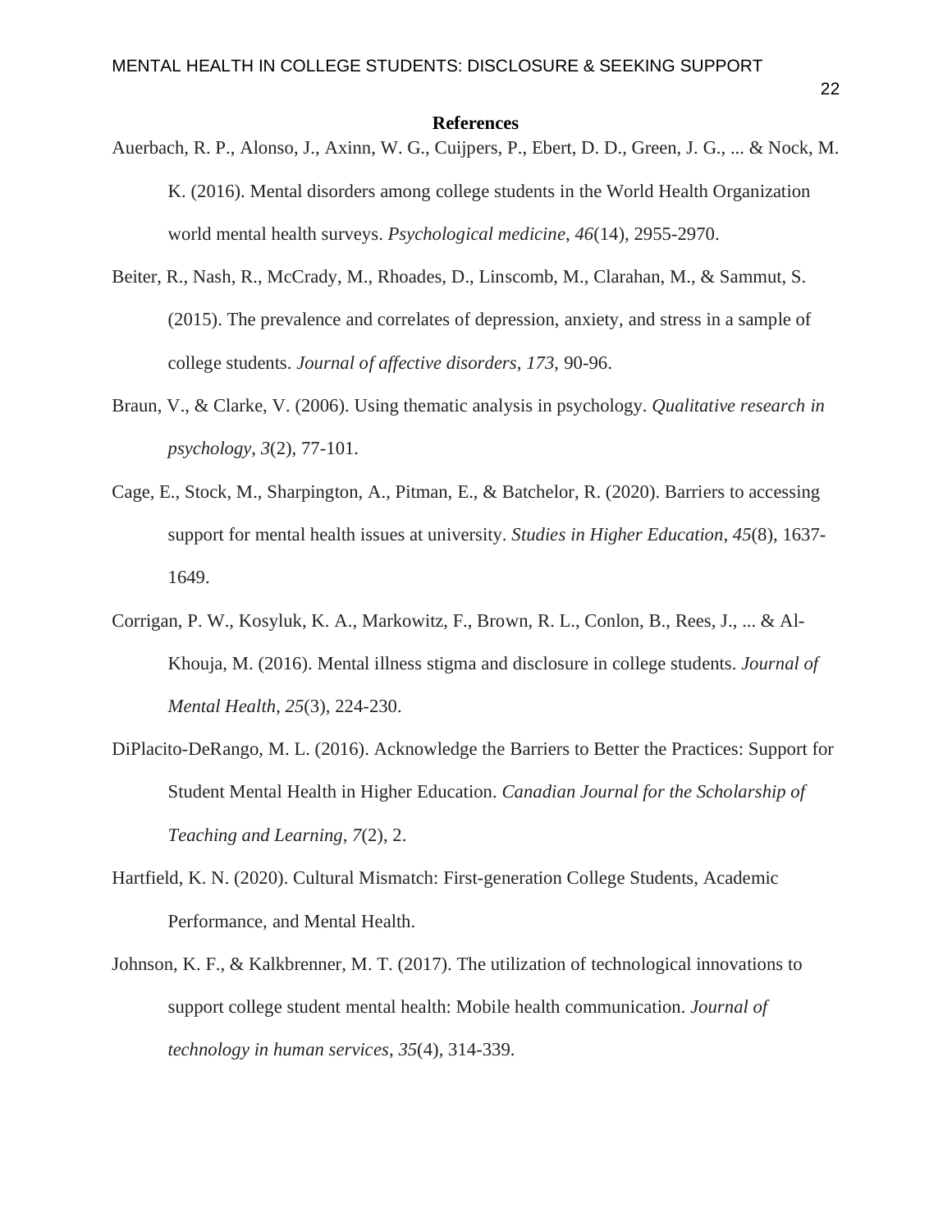**References**

Auerbach, R. P., Alonso, J., Axinn, W. G., Cuijpers, P., Ebert, D. D., Green, J. G., ... & Nock, M. K. (2016). Mental disorders among college students in the World Health Organization world mental health surveys. *Psychological medicine*, *46*(14), 2955-2970.

Beiter, R., Nash, R., McCrady, M., Rhoades, D., Linscomb, M., Clarahan, M., & Sammut, S. (2015). The prevalence and correlates of depression, anxiety, and stress in a sample of college students. *Journal of affective disorders*, *173*, 90-96.

Braun, V., & Clarke, V. (2006). Using thematic analysis in psychology. *Qualitative research in psychology*, *3*(2), 77-101.

Cage, E., Stock, M., Sharpington, A., Pitman, E., & Batchelor, R. (2020). Barriers to accessing support for mental health issues at university. *Studies in Higher Education*, *45*(8), 1637-1649.

Corrigan, P. W., Kosyluk, K. A., Markowitz, F., Brown, R. L., Conlon, B., Rees, J., ... & Al-Khouja, M. (2016). Mental illness stigma and disclosure in college students. *Journal of Mental Health*, *25*(3), 224-230.

DiPlacito-DeRango, M. L. (2016). Acknowledge the Barriers to Better the Practices: Support for Student Mental Health in Higher Education. *Canadian Journal for the Scholarship of Teaching and Learning*, *7*(2), 2.

Hartfield, K. N. (2020). Cultural Mismatch: First-generation College Students, Academic Performance, and Mental Health.

Johnson, K. F., & Kalkbrenner, M. T. (2017). The utilization of technological innovations to support college student mental health: Mobile health communication. *Journal of technology in human services*, *35*(4), 314-339.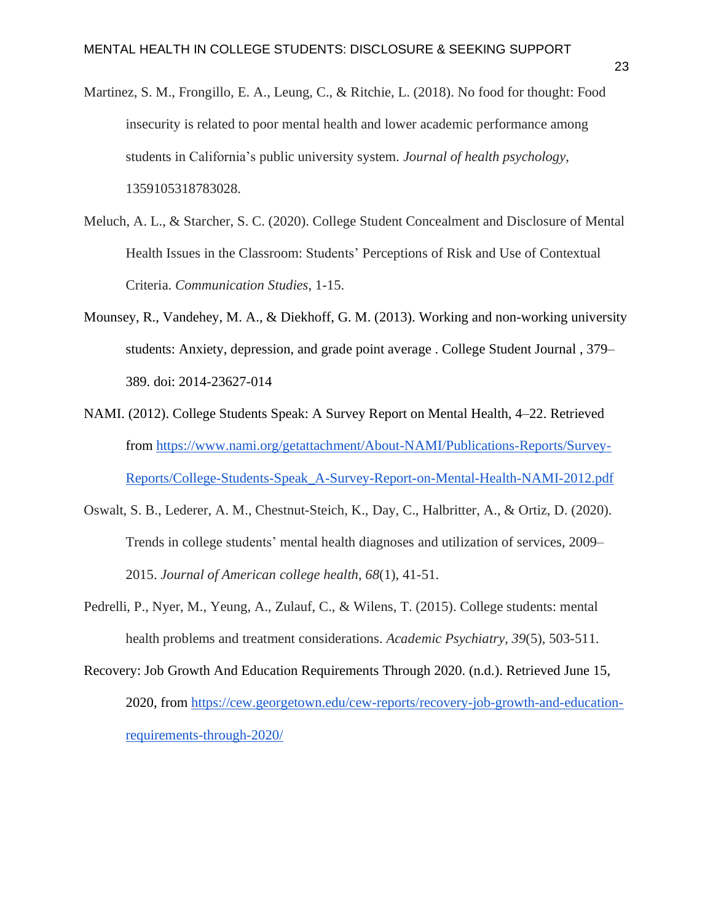Martinez, S. M., Frongillo, E. A., Leung, C., & Ritchie, L. (2018). No food for thought: Food insecurity is related to poor mental health and lower academic performance among students in California's public university system. *Journal of health psychology*, 1359105318783028.

Meluch, A. L., & Starcher, S. C. (2020). College Student Concealment and Disclosure of Mental Health Issues in the Classroom: Students' Perceptions of Risk and Use of Contextual Criteria. *Communication Studies*, 1-15.

Mounsey, R., Vandehey, M. A., & Diekhoff, G. M. (2013). Working and non-working university students: Anxiety, depression, and grade point average . College Student Journal , 379–389. doi: 2014-23627-014

NAMI. (2012). College Students Speak: A Survey Report on Mental Health, 4–22. Retrieved from https://www.nami.org/getattachment/About-NAMI/Publications-Reports/Survey-Reports/College-Students-Speak_A-Survey-Report-on-Mental-Health-NAMI-2012.pdf

Oswalt, S. B., Lederer, A. M., Chestnut-Steich, K., Day, C., Halbritter, A., & Ortiz, D. (2020). Trends in college students' mental health diagnoses and utilization of services, 2009–2015. *Journal of American college health*, *68*(1), 41-51.

Pedrelli, P., Nyer, M., Yeung, A., Zulauf, C., & Wilens, T. (2015). College students: mental health problems and treatment considerations. *Academic Psychiatry*, *39*(5), 503-511.

Recovery: Job Growth And Education Requirements Through 2020. (n.d.). Retrieved June 15, 2020, from https://cew.georgetown.edu/cew-reports/recovery-job-growth-and-education-requirements-through-2020/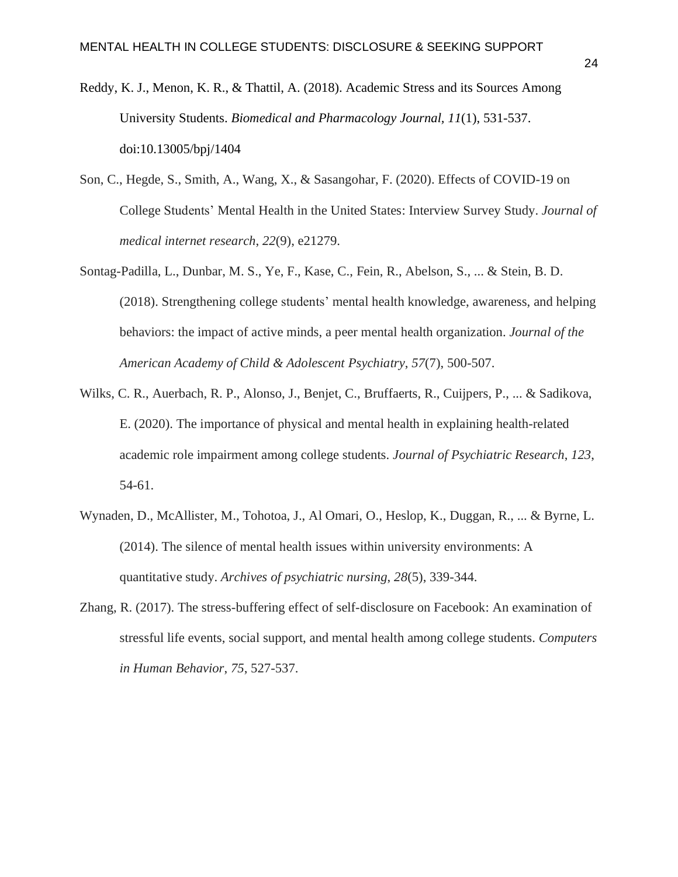Reddy, K. J., Menon, K. R., & Thattil, A. (2018). Academic Stress and its Sources Among University Students. *Biomedical and Pharmacology Journal*, *11*(1), 531-537. doi:10.13005/bpj/1404

Son, C., Hegde, S., Smith, A., Wang, X., & Sasangohar, F. (2020). Effects of COVID-19 on College Students' Mental Health in the United States: Interview Survey Study. *Journal of medical internet research*, *22*(9), e21279.

Sontag-Padilla, L., Dunbar, M. S., Ye, F., Kase, C., Fein, R., Abelson, S., ... & Stein, B. D. (2018). Strengthening college students' mental health knowledge, awareness, and helping behaviors: the impact of active minds, a peer mental health organization. *Journal of the American Academy of Child & Adolescent Psychiatry*, *57*(7), 500-507.

Wilks, C. R., Auerbach, R. P., Alonso, J., Benjet, C., Bruffaerts, R., Cuijpers, P., ... & Sadikova, E. (2020). The importance of physical and mental health in explaining health-related academic role impairment among college students. *Journal of Psychiatric Research*, *123*, 54-61.

Wynaden, D., McAllister, M., Tohotoa, J., Al Omari, O., Heslop, K., Duggan, R., ... & Byrne, L. (2014). The silence of mental health issues within university environments: A quantitative study. *Archives of psychiatric nursing*, *28*(5), 339-344.

Zhang, R. (2017). The stress-buffering effect of self-disclosure on Facebook: An examination of stressful life events, social support, and mental health among college students. *Computers in Human Behavior*, *75*, 527-537.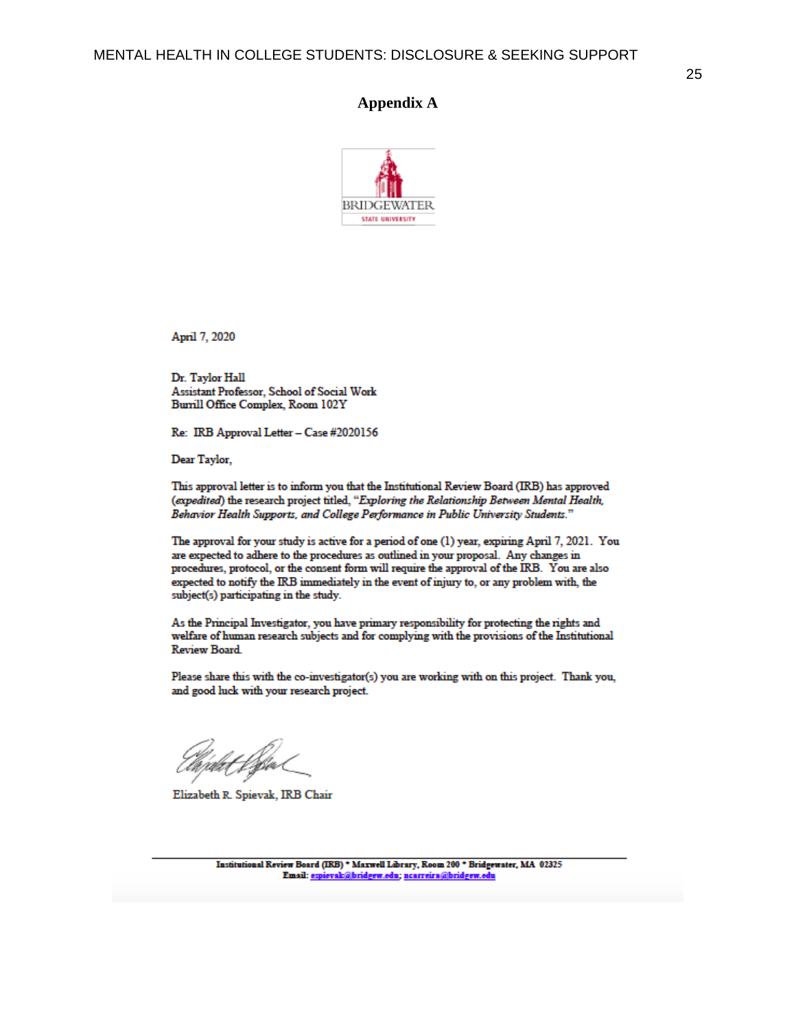## Appendix A

BRIDGEWATER
STATE UNIVERSITY

April 7, 2020

Dr. Taylor Hall
Assistant Professor, School of Social Work
Burrill Office Complex, Room 102Y

Re: IRB Approval Letter – Case #2020156

Dear Taylor,

This approval letter is to inform you that the Institutional Review Board (IRB) has approved (*expedited*) the research project titled, "*Exploring the Relationship Between Mental Health, Behavior Health Supports, and College Performance in Public University Students.*"

The approval for your study is active for a period of one (1) year, expiring April 7, 2021. You are expected to adhere to the procedures as outlined in your proposal. Any changes in procedures, protocol, or the consent form will require the approval of the IRB. You are also expected to notify the IRB immediately in the event of injury to, or any problem with, the subject(s) participating in the study.

As the Principal Investigator, you have primary responsibility for protecting the rights and welfare of human research subjects and for complying with the provisions of the Institutional Review Board.

Please share this with the co-investigator(s) you are working with on this project. Thank you, and good luck with your research project.

Elizabeth R. Spievak, IRB Chair

**Institutional Review Board (IRB) \* Maxwell Library, Room 200 \* Bridgewater, MA 02325**
**Email: espievak@bridgew.edu; ncarreira@bridgew.edu**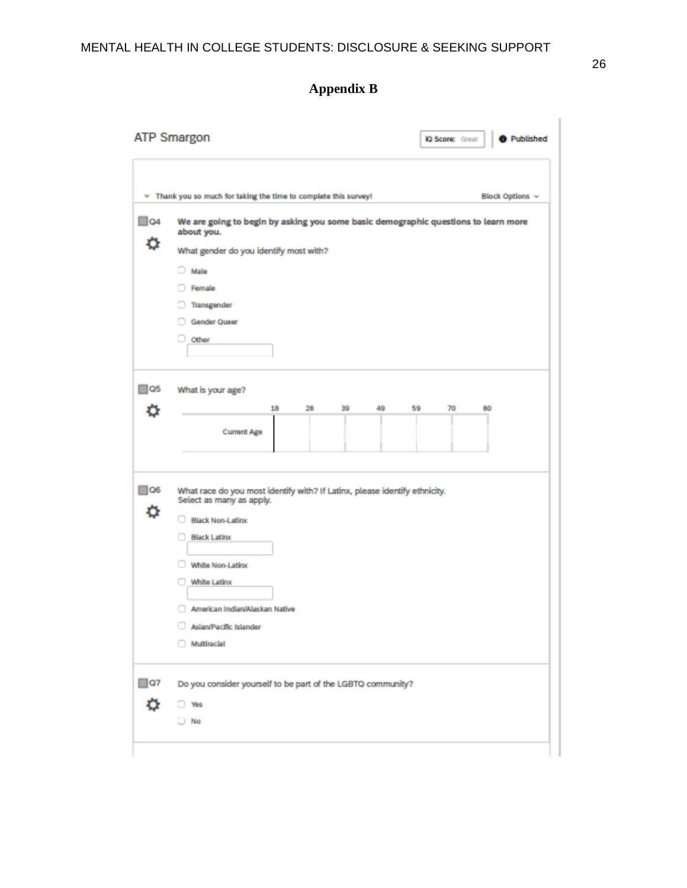## Appendix B

ATP Smargon

iQ Score: Great | Published

Thank you so much for taking the time to complete this survey! — Block Options

**Q4**

**We are going to begin by asking you some basic demographic questions to learn more about you.**

What gender do you identify most with?

- Male
- Female
- Transgender
- Gender Queer
- Other ______

**Q5**

What is your age?

| | 18 | 28 | 39 | 49 | 59 | 70 | 80 |
|---|---|---|---|---|---|---|---|
| Current Age | | | | | | | |

**Q6**

What race do you most identify with? If Latinx, please identify ethnicity. Select as many as apply.

- Black Non-Latinx
- Black Latinx ______
- White Non-Latinx
- White Latinx ______
- American Indian/Alaskan Native
- Asian/Pacific Islander
- Multiracial

**Q7**

Do you consider yourself to be part of the LGBTQ community?

- Yes
- No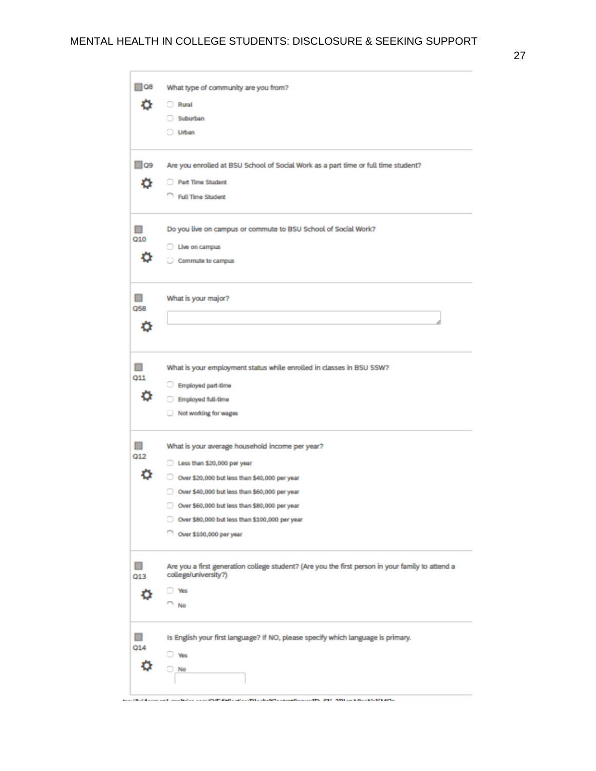**Q8** What type of community are you from?

- Rural
- Suburban
- Urban

**Q9** Are you enrolled at BSU School of Social Work as a part time or full time student?

- Part Time Student
- Full Time Student

**Q10** Do you live on campus or commute to BSU School of Social Work?

- Live on campus
- Commute to campus

**Q58** What is your major?

[ ]

**Q11** What is your employment status while enrolled in classes in BSU SSW?

- Employed part-time
- Employed full-time
- Not working for wages

**Q12** What is your average household income per year?

- Less than $20,000 per year
- Over $20,000 but less than $40,000 per year
- Over $40,000 but less than $60,000 per year
- Over $60,000 but less than $80,000 per year
- Over $80,000 but less than $100,000 per year
- Over $100,000 per year

**Q13** Are you a first generation college student? (Are you the first person in your family to attend a college/university?)

- Yes
- No

**Q14** Is English your first language? If NO, please specify which language is primary.

- Yes
- No [ ]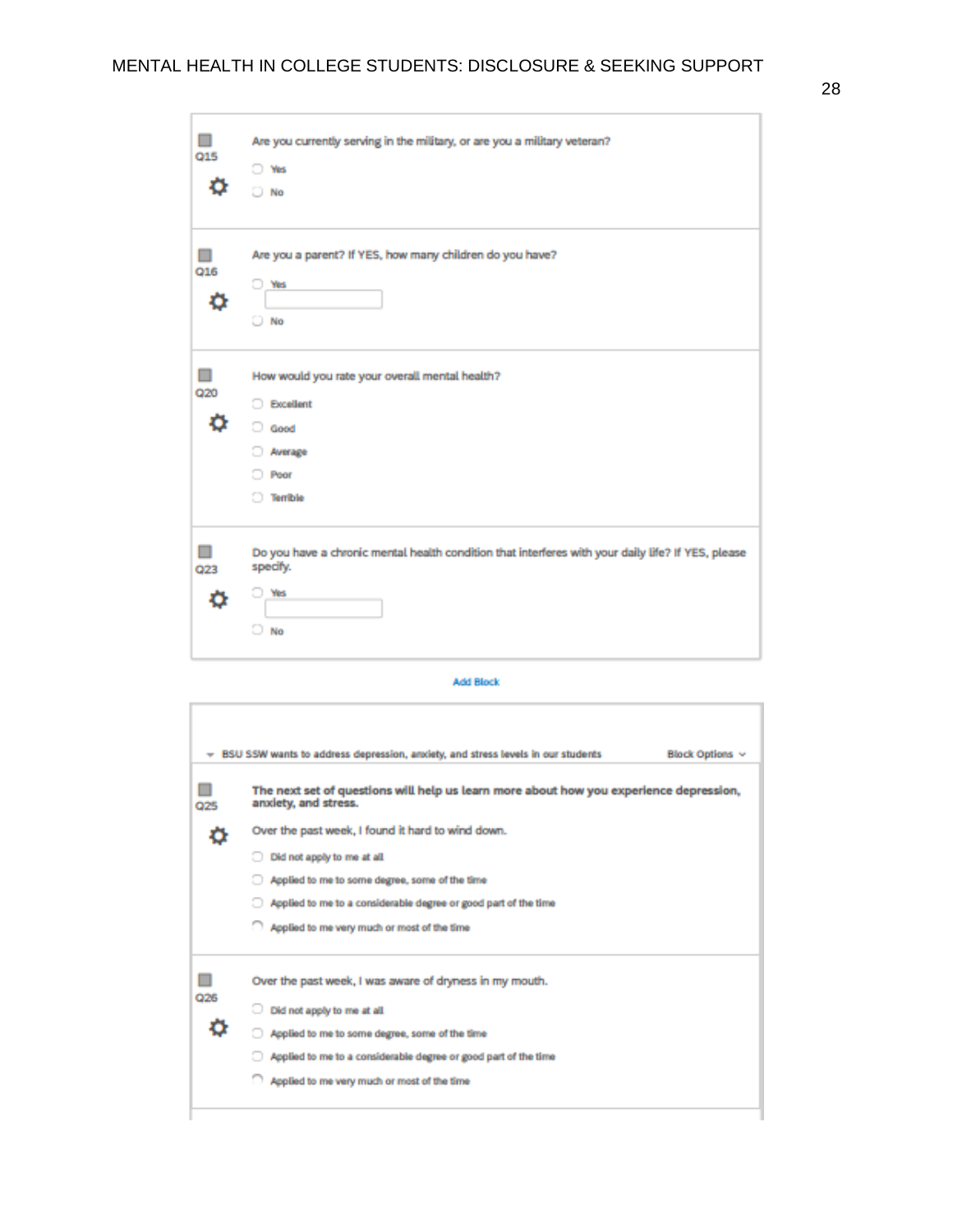Q15

Are you currently serving in the military, or are you a military veteran?

- Yes
- No

Q16

Are you a parent? If YES, how many children do you have?

- Yes
- No

Q20

How would you rate your overall mental health?

- Excellent
- Good
- Average
- Poor
- Terrible

Q23

Do you have a chronic mental health condition that interferes with your daily life? If YES, please specify.

- Yes
- No

Add Block

BSU SSW wants to address depression, anxiety, and stress levels in our students — Block Options

Q25

**The next set of questions will help us learn more about how you experience depression, anxiety, and stress.**

Over the past week, I found it hard to wind down.

- Did not apply to me at all
- Applied to me to some degree, some of the time
- Applied to me to a considerable degree or good part of the time
- Applied to me very much or most of the time

Q26

Over the past week, I was aware of dryness in my mouth.

- Did not apply to me at all
- Applied to me to some degree, some of the time
- Applied to me to a considerable degree or good part of the time
- Applied to me very much or most of the time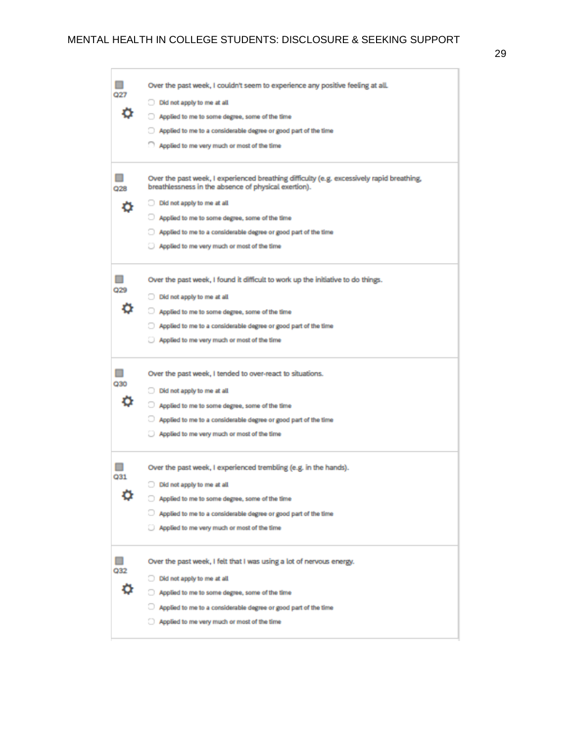**Q27**

Over the past week, I couldn't seem to experience any positive feeling at all.

- Did not apply to me at all
- Applied to me to some degree, some of the time
- Applied to me to a considerable degree or good part of the time
- Applied to me very much or most of the time

**Q28**

Over the past week, I experienced breathing difficulty (e.g. excessively rapid breathing, breathlessness in the absence of physical exertion).

- Did not apply to me at all
- Applied to me to some degree, some of the time
- Applied to me to a considerable degree or good part of the time
- Applied to me very much or most of the time

**Q29**

Over the past week, I found it difficult to work up the initiative to do things.

- Did not apply to me at all
- Applied to me to some degree, some of the time
- Applied to me to a considerable degree or good part of the time
- Applied to me very much or most of the time

**Q30**

Over the past week, I tended to over-react to situations.

- Did not apply to me at all
- Applied to me to some degree, some of the time
- Applied to me to a considerable degree or good part of the time
- Applied to me very much or most of the time

**Q31**

Over the past week, I experienced trembling (e.g. in the hands).

- Did not apply to me at all
- Applied to me to some degree, some of the time
- Applied to me to a considerable degree or good part of the time
- Applied to me very much or most of the time

**Q32**

Over the past week, I felt that I was using a lot of nervous energy.

- Did not apply to me at all
- Applied to me to some degree, some of the time
- Applied to me to a considerable degree or good part of the time
- Applied to me very much or most of the time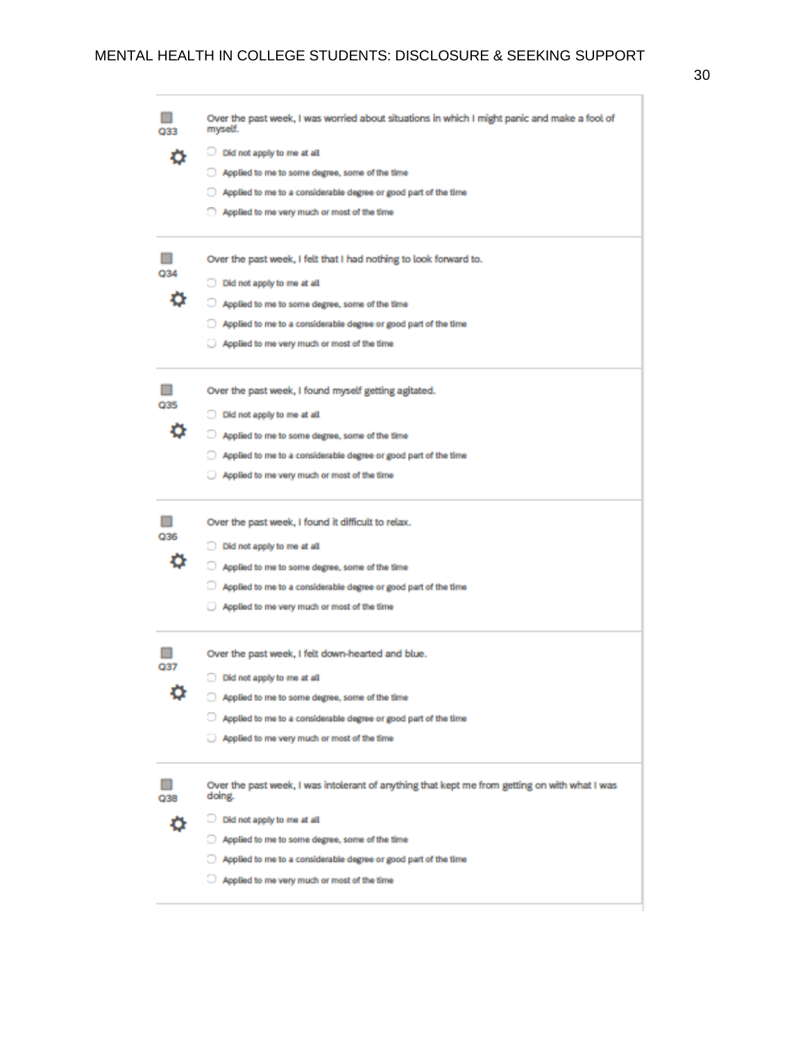Q33

Over the past week, I was worried about situations in which I might panic and make a fool of myself.

- Did not apply to me at all
- Applied to me to some degree, some of the time
- Applied to me to a considerable degree or good part of the time
- Applied to me very much or most of the time

Q34

Over the past week, I felt that I had nothing to look forward to.

- Did not apply to me at all
- Applied to me to some degree, some of the time
- Applied to me to a considerable degree or good part of the time
- Applied to me very much or most of the time

Q35

Over the past week, I found myself getting agitated.

- Did not apply to me at all
- Applied to me to some degree, some of the time
- Applied to me to a considerable degree or good part of the time
- Applied to me very much or most of the time

Q36

Over the past week, I found it difficult to relax.

- Did not apply to me at all
- Applied to me to some degree, some of the time
- Applied to me to a considerable degree or good part of the time
- Applied to me very much or most of the time

Q37

Over the past week, I felt down-hearted and blue.

- Did not apply to me at all
- Applied to me to some degree, some of the time
- Applied to me to a considerable degree or good part of the time
- Applied to me very much or most of the time

Q38

Over the past week, I was intolerant of anything that kept me from getting on with what I was doing.

- Did not apply to me at all
- Applied to me to some degree, some of the time
- Applied to me to a considerable degree or good part of the time
- Applied to me very much or most of the time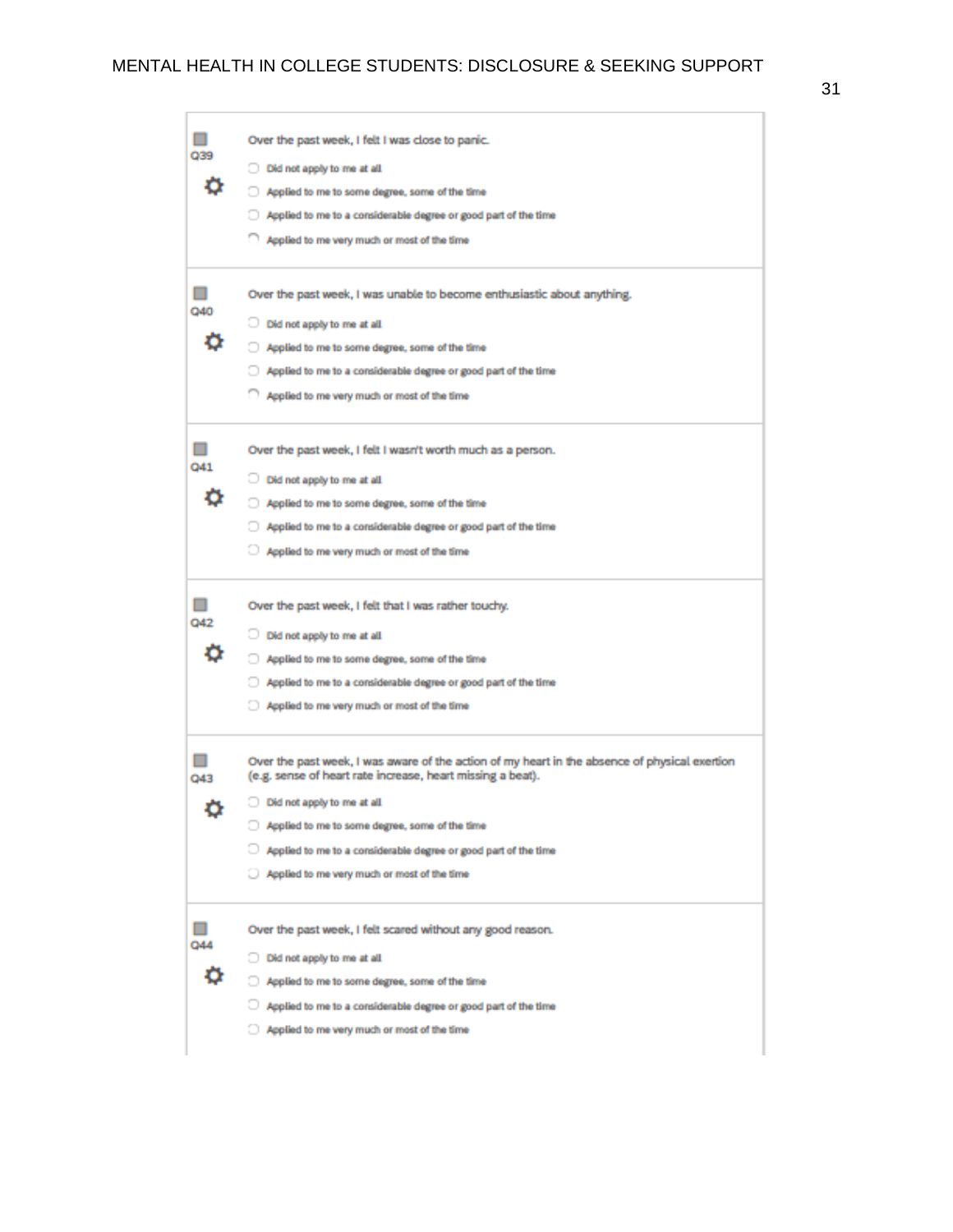**Q39**

Over the past week, I felt I was close to panic.

- Did not apply to me at all
- Applied to me to some degree, some of the time
- Applied to me to a considerable degree or good part of the time
- Applied to me very much or most of the time

**Q40**

Over the past week, I was unable to become enthusiastic about anything.

- Did not apply to me at all
- Applied to me to some degree, some of the time
- Applied to me to a considerable degree or good part of the time
- Applied to me very much or most of the time

**Q41**

Over the past week, I felt I wasn't worth much as a person.

- Did not apply to me at all
- Applied to me to some degree, some of the time
- Applied to me to a considerable degree or good part of the time
- Applied to me very much or most of the time

**Q42**

Over the past week, I felt that I was rather touchy.

- Did not apply to me at all
- Applied to me to some degree, some of the time
- Applied to me to a considerable degree or good part of the time
- Applied to me very much or most of the time

**Q43**

Over the past week, I was aware of the action of my heart in the absence of physical exertion (e.g. sense of heart rate increase, heart missing a beat).

- Did not apply to me at all
- Applied to me to some degree, some of the time
- Applied to me to a considerable degree or good part of the time
- Applied to me very much or most of the time

**Q44**

Over the past week, I felt scared without any good reason.

- Did not apply to me at all
- Applied to me to some degree, some of the time
- Applied to me to a considerable degree or good part of the time
- Applied to me very much or most of the time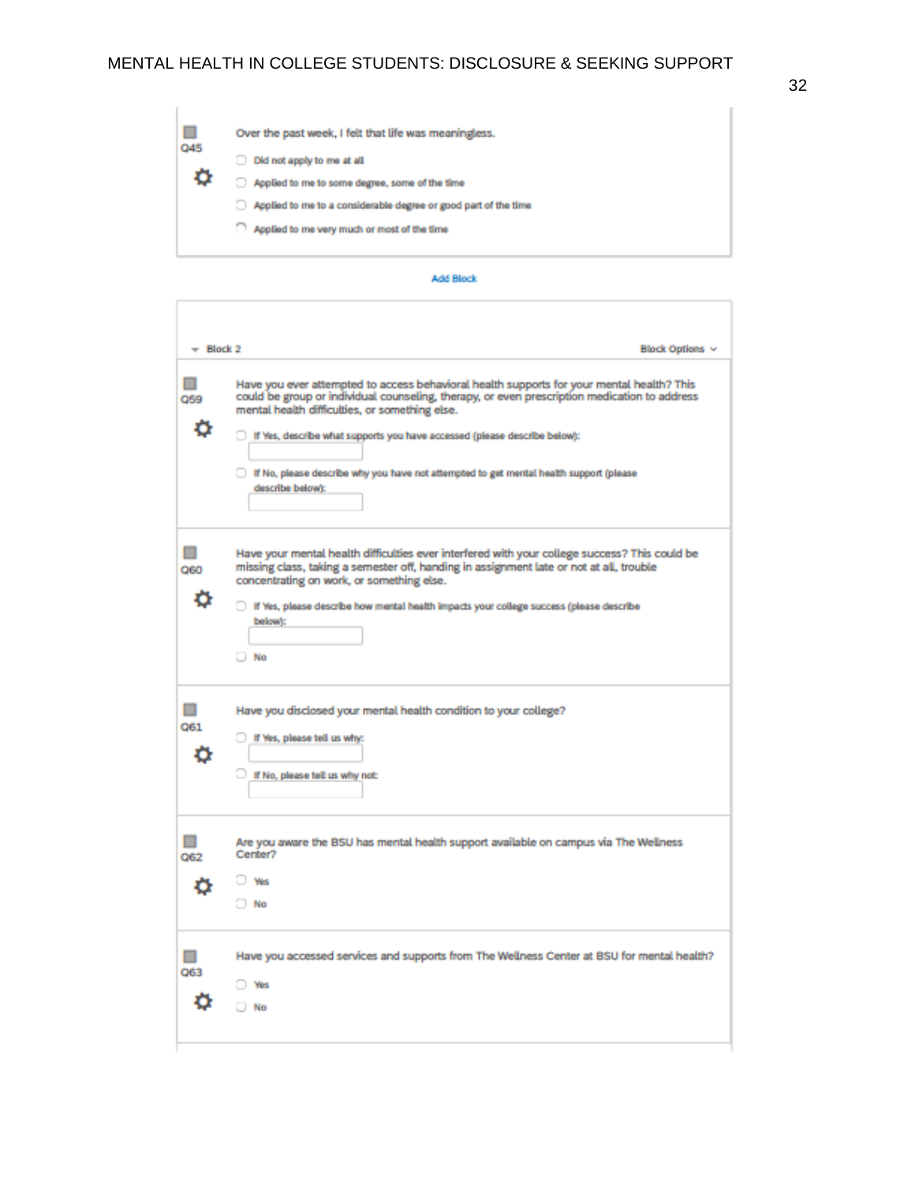Q45

Over the past week, I felt that life was meaningless.

- Did not apply to me at all
- Applied to me to some degree, some of the time
- Applied to me to a considerable degree or good part of the time
- Applied to me very much or most of the time

Add Block

Block 2

Block Options

Q59

Have you ever attempted to access behavioral health supports for your mental health? This could be group or individual counseling, therapy, or even prescription medication to address mental health difficulties, or something else.

- If Yes, describe what supports you have accessed (please describe below):
- If No, please describe why you have not attempted to get mental health support (please describe below):

Q60

Have your mental health difficulties ever interfered with your college success? This could be missing class, taking a semester off, handing in assignment late or not at all, trouble concentrating on work, or something else.

- If Yes, please describe how mental health impacts your college success (please describe below):
- No

Q61

Have you disclosed your mental health condition to your college?

- If Yes, please tell us why:
- If No, please tell us why not:

Q62

Are you aware the BSU has mental health support available on campus via The Wellness Center?

- Yes
- No

Q63

Have you accessed services and supports from The Wellness Center at BSU for mental health?

- Yes
- No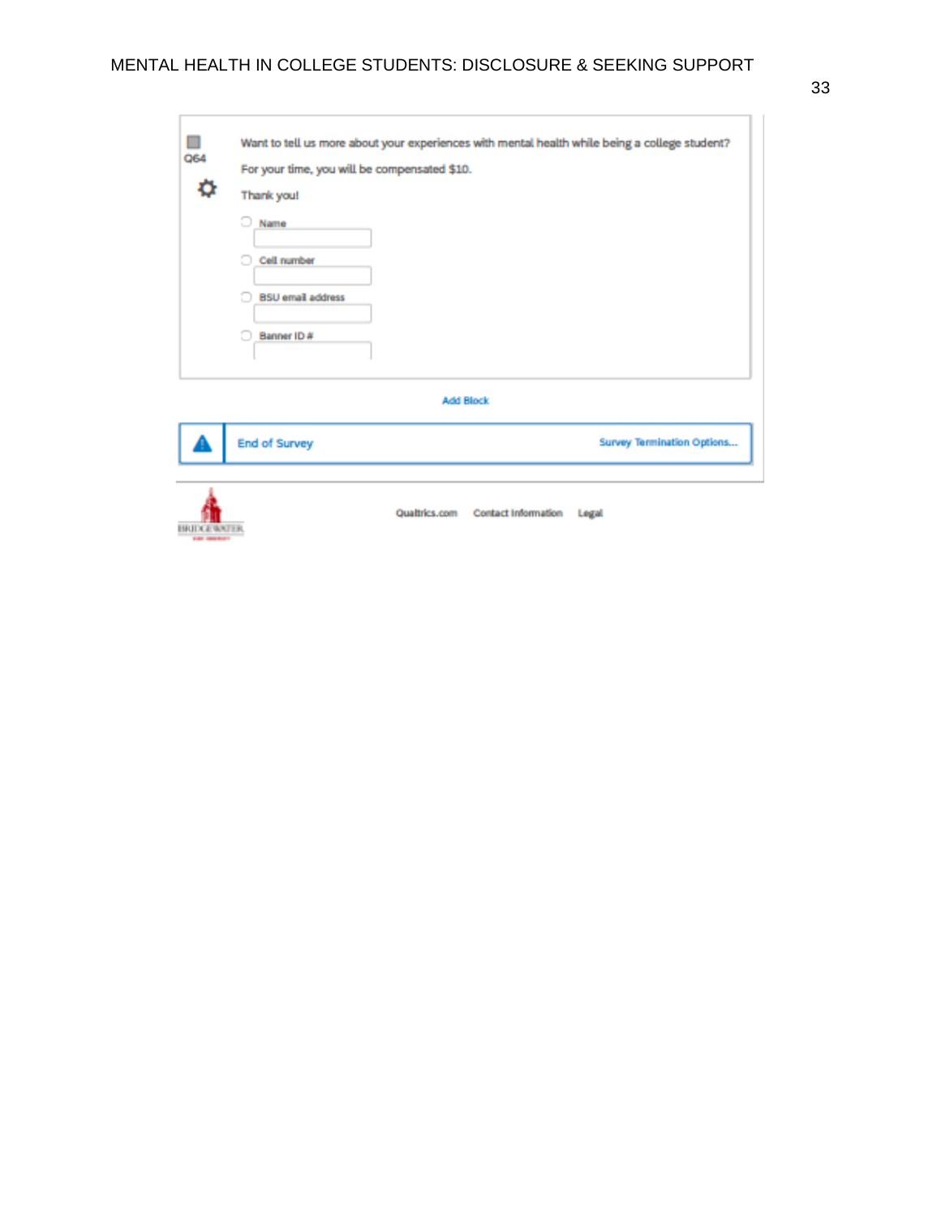Q64

Want to tell us more about your experiences with mental health while being a college student?

For your time, you will be compensated $10.

Thank you!

- Name
- Cell number
- BSU email address
- Banner ID #

Add Block

End of Survey

Survey Termination Options...

Qualtrics.com Contact Information Legal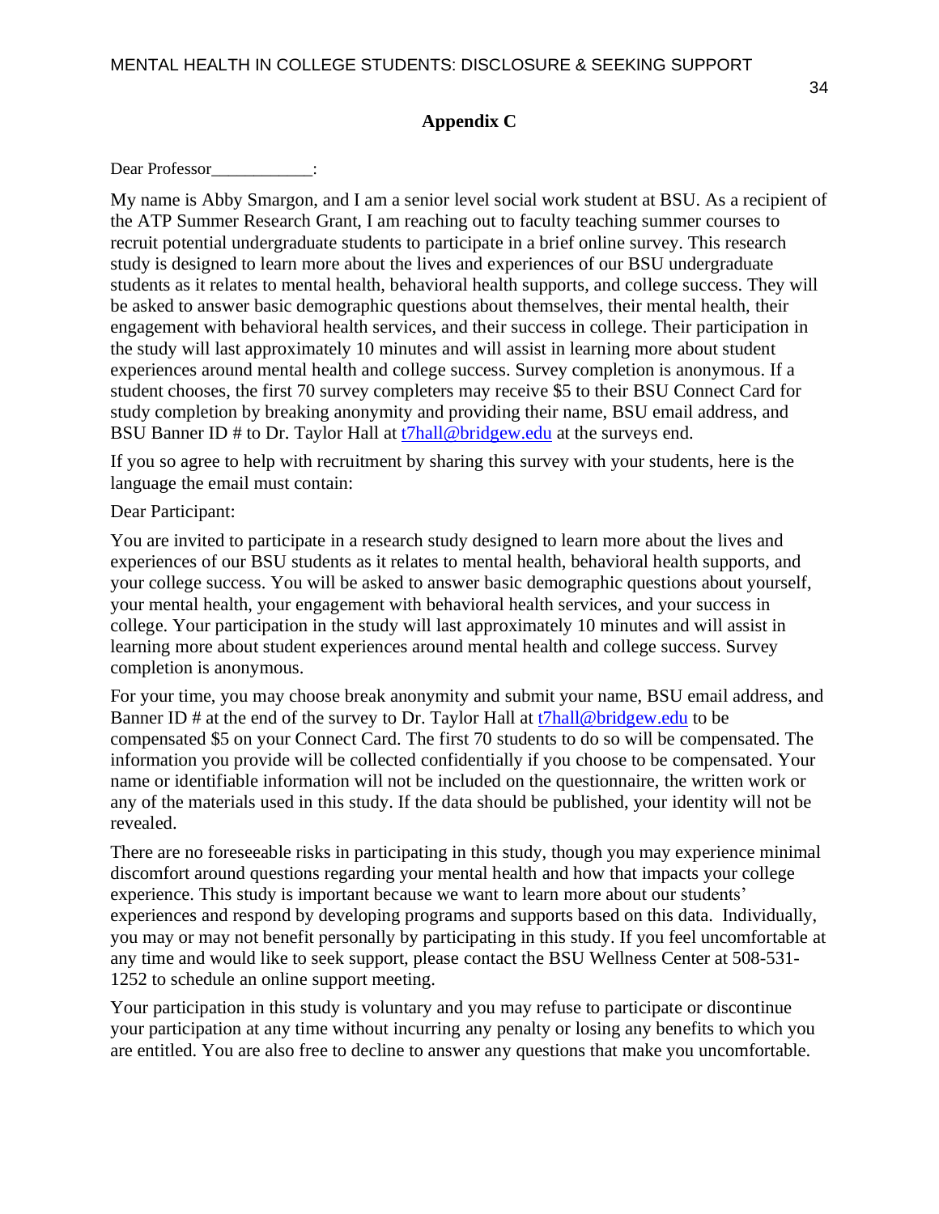## Appendix C

Dear Professor____________:

My name is Abby Smargon, and I am a senior level social work student at BSU. As a recipient of the ATP Summer Research Grant, I am reaching out to faculty teaching summer courses to recruit potential undergraduate students to participate in a brief online survey. This research study is designed to learn more about the lives and experiences of our BSU undergraduate students as it relates to mental health, behavioral health supports, and college success. They will be asked to answer basic demographic questions about themselves, their mental health, their engagement with behavioral health services, and their success in college. Their participation in the study will last approximately 10 minutes and will assist in learning more about student experiences around mental health and college success. Survey completion is anonymous. If a student chooses, the first 70 survey completers may receive $5 to their BSU Connect Card for study completion by breaking anonymity and providing their name, BSU email address, and BSU Banner ID # to Dr. Taylor Hall at t7hall@bridgew.edu at the surveys end.

If you so agree to help with recruitment by sharing this survey with your students, here is the language the email must contain:

Dear Participant:

You are invited to participate in a research study designed to learn more about the lives and experiences of our BSU students as it relates to mental health, behavioral health supports, and your college success. You will be asked to answer basic demographic questions about yourself, your mental health, your engagement with behavioral health services, and your success in college. Your participation in the study will last approximately 10 minutes and will assist in learning more about student experiences around mental health and college success. Survey completion is anonymous.

For your time, you may choose break anonymity and submit your name, BSU email address, and Banner ID # at the end of the survey to Dr. Taylor Hall at t7hall@bridgew.edu to be compensated $5 on your Connect Card. The first 70 students to do so will be compensated. The information you provide will be collected confidentially if you choose to be compensated. Your name or identifiable information will not be included on the questionnaire, the written work or any of the materials used in this study. If the data should be published, your identity will not be revealed.

There are no foreseeable risks in participating in this study, though you may experience minimal discomfort around questions regarding your mental health and how that impacts your college experience. This study is important because we want to learn more about our students' experiences and respond by developing programs and supports based on this data. Individually, you may or may not benefit personally by participating in this study. If you feel uncomfortable at any time and would like to seek support, please contact the BSU Wellness Center at 508-531-1252 to schedule an online support meeting.

Your participation in this study is voluntary and you may refuse to participate or discontinue your participation at any time without incurring any penalty or losing any benefits to which you are entitled. You are also free to decline to answer any questions that make you uncomfortable.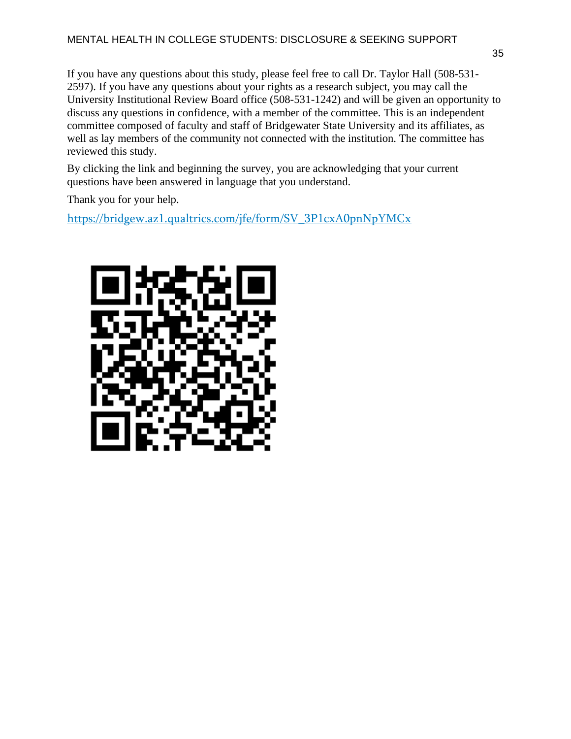If you have any questions about this study, please feel free to call Dr. Taylor Hall (508-531-2597). If you have any questions about your rights as a research subject, you may call the University Institutional Review Board office (508-531-1242) and will be given an opportunity to discuss any questions in confidence, with a member of the committee. This is an independent committee composed of faculty and staff of Bridgewater State University and its affiliates, as well as lay members of the community not connected with the institution. The committee has reviewed this study.

By clicking the link and beginning the survey, you are acknowledging that your current questions have been answered in language that you understand.

Thank you for your help.

https://bridgew.az1.qualtrics.com/jfe/form/SV_3P1cxA0pnNpYMCx